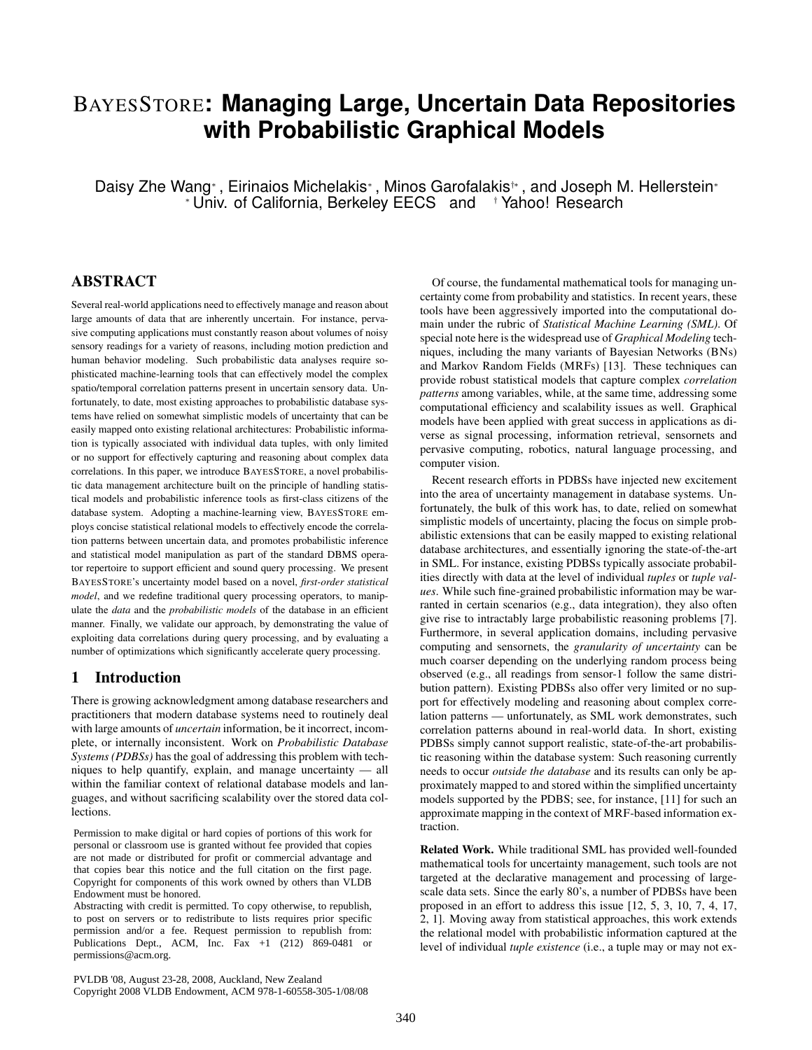# BAYESSTORE: Managing Large, Uncertain Data Repositories with Probabilistic Graphical Models

Daisy Zhe Wang[*], Eirinaios Michelakis[*], Minos Garofalakis[†*], and Joseph M. Hellerstein[*]
[*] Univ. of California, Berkeley EECS and [†] Yahoo! Research

## ABSTRACT

Several real-world applications need to effectively manage and reason about large amounts of data that are inherently uncertain. For instance, pervasive computing applications must constantly reason about volumes of noisy sensory readings for a variety of reasons, including motion prediction and human behavior modeling. Such probabilistic data analyses require sophisticated machine-learning tools that can effectively model the complex spatio/temporal correlation patterns present in uncertain sensory data. Unfortunately, to date, most existing approaches to probabilistic database systems have relied on somewhat simplistic models of uncertainty that can be easily mapped onto existing relational architectures: Probabilistic information is typically associated with individual data tuples, with only limited or no support for effectively capturing and reasoning about complex data correlations. In this paper, we introduce BAYESSTORE, a novel probabilistic data management architecture built on the principle of handling statistical models and probabilistic inference tools as first-class citizens of the database system. Adopting a machine-learning view, BAYESSTORE employs concise statistical relational models to effectively encode the correlation patterns between uncertain data, and promotes probabilistic inference and statistical model manipulation as part of the standard DBMS operator repertoire to support efficient and sound query processing. We present BAYESSTORE's uncertainty model based on a novel, *first-order statistical model*, and we redefine traditional query processing operators, to manipulate the *data* and the *probabilistic models* of the database in an efficient manner. Finally, we validate our approach, by demonstrating the value of exploiting data correlations during query processing, and by evaluating a number of optimizations which significantly accelerate query processing.

## 1 Introduction

There is growing acknowledgment among database researchers and practitioners that modern database systems need to routinely deal with large amounts of *uncertain* information, be it incorrect, incomplete, or internally inconsistent. Work on *Probabilistic Database Systems (PDBSs)* has the goal of addressing this problem with techniques to help quantify, explain, and manage uncertainty — all within the familiar context of relational database models and languages, and without sacrificing scalability over the stored data collections.

Permission to make digital or hard copies of portions of this work for personal or classroom use is granted without fee provided that copies are not made or distributed for profit or commercial advantage and that copies bear this notice and the full citation on the first page. Copyright for components of this work owned by others than VLDB Endowment must be honored.
Abstracting with credit is permitted. To copy otherwise, to republish, to post on servers or to redistribute to lists requires prior specific permission and/or a fee. Request permission to republish from: Publications Dept., ACM, Inc. Fax +1 (212) 869-0481 or permissions@acm.org.

PVLDB '08, August 23-28, 2008, Auckland, New Zealand
Copyright 2008 VLDB Endowment, ACM 978-1-60558-305-1/08/08

Of course, the fundamental mathematical tools for managing uncertainty come from probability and statistics. In recent years, these tools have been aggressively imported into the computational domain under the rubric of *Statistical Machine Learning (SML)*. Of special note here is the widespread use of *Graphical Modeling* techniques, including the many variants of Bayesian Networks (BNs) and Markov Random Fields (MRFs) [13]. These techniques can provide robust statistical models that capture complex *correlation patterns* among variables, while, at the same time, addressing some computational efficiency and scalability issues as well. Graphical models have been applied with great success in applications as diverse as signal processing, information retrieval, sensornets and pervasive computing, robotics, natural language processing, and computer vision.

Recent research efforts in PDBSs have injected new excitement into the area of uncertainty management in database systems. Unfortunately, the bulk of this work has, to date, relied on somewhat simplistic models of uncertainty, placing the focus on simple probabilistic extensions that can be easily mapped to existing relational database architectures, and essentially ignoring the state-of-the-art in SML. For instance, existing PDBSs typically associate probabilities directly with data at the level of individual *tuples* or *tuple values*. While such fine-grained probabilistic information may be warranted in certain scenarios (e.g., data integration), they also often give rise to intractably large probabilistic reasoning problems [7]. Furthermore, in several application domains, including pervasive computing and sensornets, the *granularity of uncertainty* can be much coarser depending on the underlying random process being observed (e.g., all readings from sensor-1 follow the same distribution pattern). Existing PDBSs also offer very limited or no support for effectively modeling and reasoning about complex correlation patterns — unfortunately, as SML work demonstrates, such correlation patterns abound in real-world data. In short, existing PDBSs simply cannot support realistic, state-of-the-art probabilistic reasoning within the database system: Such reasoning currently needs to occur *outside the database* and its results can only be approximately mapped to and stored within the simplified uncertainty models supported by the PDBS; see, for instance, [11] for such an approximate mapping in the context of MRF-based information extraction.

**Related Work.** While traditional SML has provided well-founded mathematical tools for uncertainty management, such tools are not targeted at the declarative management and processing of large-scale data sets. Since the early 80's, a number of PDBSs have been proposed in an effort to address this issue [12, 5, 3, 10, 7, 4, 17, 2, 1]. Moving away from statistical approaches, this work extends the relational model with probabilistic information captured at the level of individual *tuple existence* (i.e., a tuple may or may not ex-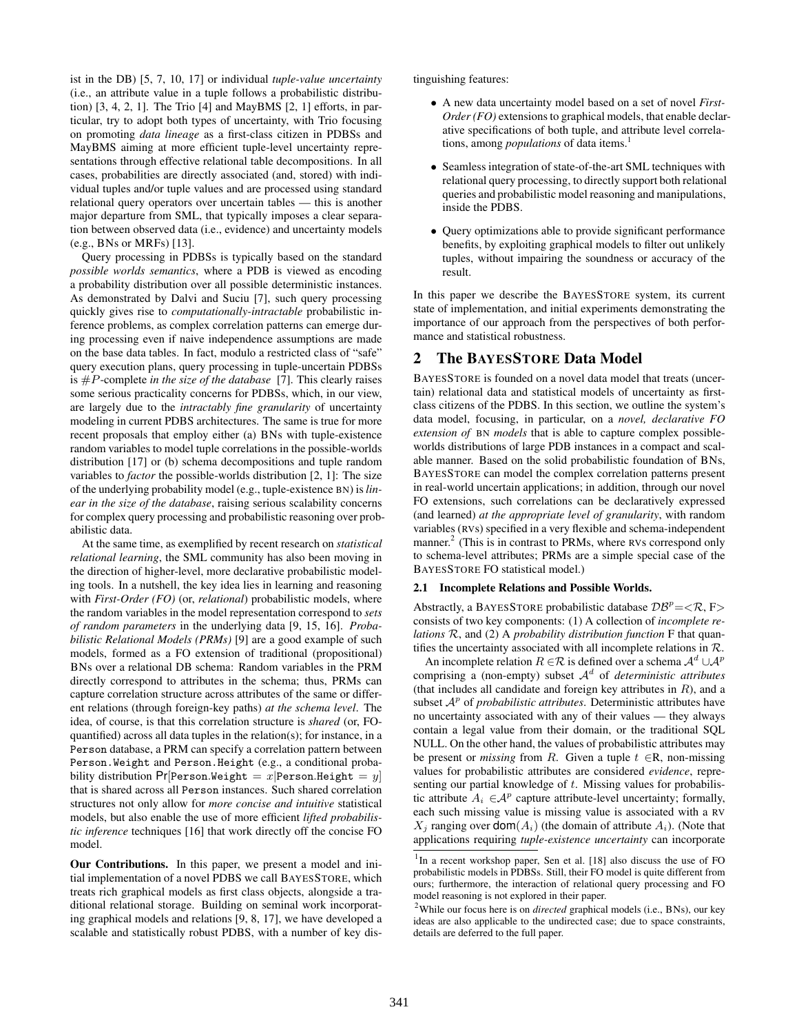ist in the DB) [5, 7, 10, 17] or individual *tuple-value uncertainty* (i.e., an attribute value in a tuple follows a probabilistic distribution) [3, 4, 2, 1]. The Trio [4] and MayBMS [2, 1] efforts, in particular, try to adopt both types of uncertainty, with Trio focusing on promoting *data lineage* as a first-class citizen in PDBSs and MayBMS aiming at more efficient tuple-level uncertainty representations through effective relational table decompositions. In all cases, probabilities are directly associated (and, stored) with individual tuples and/or tuple values and are processed using standard relational query operators over uncertain tables — this is another major departure from SML, that typically imposes a clear separation between observed data (i.e., evidence) and uncertainty models (e.g., BNs or MRFs) [13].

Query processing in PDBSs is typically based on the standard *possible worlds semantics*, where a PDB is viewed as encoding a probability distribution over all possible deterministic instances. As demonstrated by Dalvi and Suciu [7], such query processing quickly gives rise to *computationally-intractable* probabilistic inference problems, as complex correlation patterns can emerge during processing even if naive independence assumptions are made on the base data tables. In fact, modulo a restricted class of "safe" query execution plans, query processing in tuple-uncertain PDBSs is $\#P$-complete *in the size of the database* [7]. This clearly raises some serious practicality concerns for PDBSs, which, in our view, are largely due to the *intractably fine granularity* of uncertainty modeling in current PDBS architectures. The same is true for more recent proposals that employ either (a) BNs with tuple-existence random variables to model tuple correlations in the possible-worlds distribution [17] or (b) schema decompositions and tuple random variables to *factor* the possible-worlds distribution [2, 1]: The size of the underlying probability model (e.g., tuple-existence BN) is *linear in the size of the database*, raising serious scalability concerns for complex query processing and probabilistic reasoning over probabilistic data.

At the same time, as exemplified by recent research on *statistical relational learning*, the SML community has also been moving in the direction of higher-level, more declarative probabilistic modeling tools. In a nutshell, the key idea lies in learning and reasoning with *First-Order (FO)* (or, *relational*) probabilistic models, where the random variables in the model representation correspond to *sets of random parameters* in the underlying data [9, 15, 16]. *Probabilistic Relational Models (PRMs)* [9] are a good example of such models, formed as a FO extension of traditional (propositional) BNs over a relational DB schema: Random variables in the PRM directly correspond to attributes in the schema; thus, PRMs can capture correlation structure across attributes of the same or different relations (through foreign-key paths) *at the schema level*. The idea, of course, is that this correlation structure is *shared* (or, FO-quantified) across all data tuples in the relation(s); for instance, in a Person database, a PRM can specify a correlation pattern between Person.Weight and Person.Height (e.g., a conditional probability distribution $\Pr[\texttt{Person.Weight} = x | \texttt{Person.Height} = y]$ that is shared across all Person instances. Such shared correlation structures not only allow for *more concise and intuitive* statistical models, but also enable the use of more efficient *lifted probabilistic inference* techniques [16] that work directly off the concise FO model.

**Our Contributions.** In this paper, we present a model and initial implementation of a novel PDBS we call BAYESSTORE, which treats rich graphical models as first class objects, alongside a traditional relational storage. Building on seminal work incorporating graphical models and relations [9, 8, 17], we have developed a scalable and statistically robust PDBS, with a number of key distinguishing features:

- A new data uncertainty model based on a set of novel *First-Order (FO)* extensions to graphical models, that enable declarative specifications of both tuple, and attribute level correlations, among *populations* of data items.[1]
- Seamless integration of state-of-the-art SML techniques with relational query processing, to directly support both relational queries and probabilistic model reasoning and manipulations, inside the PDBS.
- Query optimizations able to provide significant performance benefits, by exploiting graphical models to filter out unlikely tuples, without impairing the soundness or accuracy of the result.

In this paper we describe the BAYESSTORE system, its current state of implementation, and initial experiments demonstrating the importance of our approach from the perspectives of both performance and statistical robustness.

## 2 The BAYESSTORE Data Model

BAYESSTORE is founded on a novel data model that treats (uncertain) relational data and statistical models of uncertainty as first-class citizens of the PDBS. In this section, we outline the system's data model, focusing, in particular, on a *novel, declarative FO extension of* BN *models* that is able to capture complex possible-worlds distributions of large PDB instances in a compact and scalable manner. Based on the solid probabilistic foundation of BNs, BAYESSTORE can model the complex correlation patterns present in real-world uncertain applications; in addition, through our novel FO extensions, such correlations can be declaratively expressed (and learned) *at the appropriate level of granularity*, with random variables (RVs) specified in a very flexible and schema-independent manner.[2] (This is in contrast to PRMs, where RVs correspond only to schema-level attributes; PRMs are a simple special case of the BAYESSTORE FO statistical model.)

### 2.1 Incomplete Relations and Possible Worlds.

Abstractly, a BAYESSTORE probabilistic database $\mathcal{DB}^p$=<$\mathcal{R}$, F> consists of two key components: (1) A collection of *incomplete relations* $\mathcal{R}$, and (2) A *probability distribution function* F that quantifies the uncertainty associated with all incomplete relations in $\mathcal{R}$.

An incomplete relation $R \in \mathcal{R}$ is defined over a schema $\mathcal{A}^d \cup \mathcal{A}^p$ comprising a (non-empty) subset $\mathcal{A}^d$ of *deterministic attributes* (that includes all candidate and foreign key attributes in $R$), and a subset $\mathcal{A}^p$ of *probabilistic attributes*. Deterministic attributes have no uncertainty associated with any of their values — they always contain a legal value from their domain, or the traditional SQL NULL. On the other hand, the values of probabilistic attributes may be present or *missing* from $R$. Given a tuple $t \in$R, non-missing values for probabilistic attributes are considered *evidence*, representing our partial knowledge of $t$. Missing values for probabilistic attribute $A_i \in \mathcal{A}^p$ capture attribute-level uncertainty; formally, each such missing value is missing value is associated with a RV $X_j$ ranging over $\mathsf{dom}(A_i)$ (the domain of attribute $A_i$). (Note that applications requiring *tuple-existence uncertainty* can incorporate

[1] In a recent workshop paper, Sen et al. [18] also discuss the use of FO probabilistic models in PDBSs. Still, their FO model is quite different from ours; furthermore, the interaction of relational query processing and FO model reasoning is not explored in their paper.

[2] While our focus here is on *directed* graphical models (i.e., BNs), our key ideas are also applicable to the undirected case; due to space constraints, details are deferred to the full paper.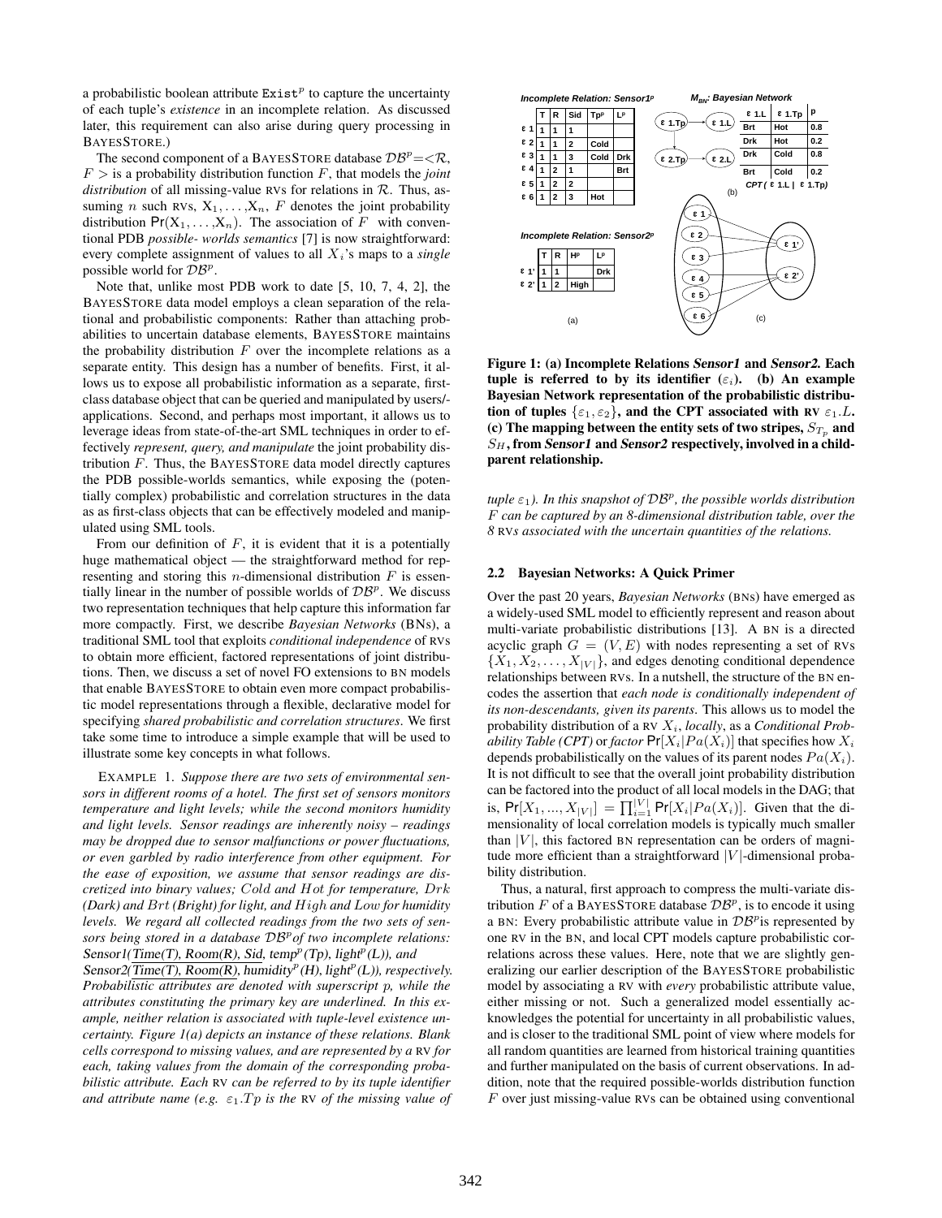a probabilistic boolean attribute $\texttt{Exist}^p$ to capture the uncertainty of each tuple's *existence* in an incomplete relation. As discussed later, this requirement can also arise during query processing in BAYESSTORE.)

The second component of a BAYESSTORE database $\mathcal{DB}^p$=<$\mathcal{R}$, $F$ > is a probability distribution function $F$, that models the *joint distribution* of all missing-value RVs for relations in $\mathcal{R}$. Thus, assuming $n$ such RVs, $X_1, \ldots, X_n$, $F$ denotes the joint probability distribution $\Pr(X_1, \ldots, X_n)$. The association of $F$ with conventional PDB *possible- worlds semantics* [7] is now straightforward: every complete assignment of values to all $X_i$'s maps to a *single* possible world for $\mathcal{DB}^p$.

Note that, unlike most PDB work to date [5, 10, 7, 4, 2], the BAYESSTORE data model employs a clean separation of the relational and probabilistic components: Rather than attaching probabilities to uncertain database elements, BAYESSTORE maintains the probability distribution $F$ over the incomplete relations as a separate entity. This design has a number of benefits. First, it allows us to expose all probabilistic information as a separate, first-class database object that can be queried and manipulated by users/-applications. Second, and perhaps most important, it allows us to leverage ideas from state-of-the-art SML techniques in order to effectively *represent, query, and manipulate* the joint probability distribution $F$. Thus, the BAYESSTORE data model directly captures the PDB possible-worlds semantics, while exposing the (potentially complex) probabilistic and correlation structures in the data as as first-class objects that can be effectively modeled and manipulated using SML tools.

From our definition of $F$, it is evident that it is a potentially huge mathematical object — the straightforward method for representing and storing this $n$-dimensional distribution $F$ is essentially linear in the number of possible worlds of $\mathcal{DB}^p$. We discuss two representation techniques that help capture this information far more compactly. First, we describe *Bayesian Networks* (BNs), a traditional SML tool that exploits *conditional independence* of RVs to obtain more efficient, factored representations of joint distributions. Then, we discuss a set of novel FO extensions to BN models that enable BAYESSTORE to obtain even more compact probabilistic model representations through a flexible, declarative model for specifying *shared probabilistic and correlation structures*. We first take some time to introduce a simple example that will be used to illustrate some key concepts in what follows.

EXAMPLE 1. *Suppose there are two sets of environmental sensors in different rooms of a hotel. The first set of sensors monitors temperature and light levels; while the second monitors humidity and light levels. Sensor readings are inherently noisy – readings may be dropped due to sensor malfunctions or power fluctuations, or even garbled by radio interference from other equipment. For the ease of exposition, we assume that sensor readings are discretized into binary values; $Cold$ and $Hot$ for temperature, $Drk$ (Dark) and $Brt$ (Bright) for light, and $High$ and $Low$ for humidity levels. We regard all collected readings from the two sets of sensors being stored in a database $\mathcal{DB}^p$ of two incomplete relations: Sensor1(Time(T), Room(R), Sid, temp$^p$(Tp), light$^p$(L)), and Sensor2(Time(T), Room(R), humidity$^p$(H), light$^p$(L)), respectively. Probabilistic attributes are denoted with superscript p, while the attributes constituting the primary key are underlined. In this example, neither relation is associated with tuple-level existence uncertainty. Figure 1(a) depicts an instance of these relations. Blank cells correspond to missing values, and are represented by a RV for each, taking values from the domain of the corresponding probabilistic attribute. Each RV can be referred to by its tuple identifier and attribute name (e.g. $\varepsilon_1.Tp$ is the RV of the missing value of tuple $\varepsilon_1$). In this snapshot of $\mathcal{DB}^p$, the possible worlds distribution $F$ can be captured by an 8-dimensional distribution table, over the 8 RVs associated with the uncertain quantities of the relations.*

Incomplete Relation: Sensor1$^p$

| | T | R | Sid | Tp$^p$ | L$^p$ |
|---|---|---|---|---|---|
| ε 1 | 1 | 1 | 1 | | |
| ε 2 | 1 | 1 | 2 | Cold | |
| ε 3 | 1 | 1 | 3 | Cold | Drk |
| ε 4 | 1 | 2 | 1 | | Brt |
| ε 5 | 1 | 2 | 2 | | |
| ε 6 | 1 | 2 | 3 | Hot | |

Incomplete Relation: Sensor2$^p$

| | T | R | H$^p$ | L$^p$ |
|---|---|---|---|---|
| ε 1' | 1 | 1 | | Drk |
| ε 2' | 1 | 2 | High | |

(a)

M$_{BN}$: Bayesian Network

ε 1.Tp → ε 1.L
ε 2.Tp → ε 2.L

| ε 1.L | ε 1.Tp | p |
|---|---|---|
| Brt | Hot | 0.8 |
| Drk | Hot | 0.2 |
| Drk | Cold | 0.8 |
| Brt | Cold | 0.2 |

CPT ( ε 1.L | ε 1.Tp)

(b)

ε 1, ε 2, ε 3, ε 4, ε 5, ε 6 — ε 1', ε 2'

(c)

**Figure 1: (a) Incomplete Relations *Sensor1* and *Sensor2*. Each tuple is referred to by its identifier ($\varepsilon_i$). (b) An example Bayesian Network representation of the probabilistic distribution of tuples $\{\varepsilon_1, \varepsilon_2\}$, and the CPT associated with RV $\varepsilon_1.L$. (c) The mapping between the entity sets of two stripes, $S_{T_p}$ and $S_H$, from *Sensor1* and *Sensor2* respectively, involved in a child-parent relationship.**

## 2.2 Bayesian Networks: A Quick Primer

Over the past 20 years, *Bayesian Networks* (BNs) have emerged as a widely-used SML model to efficiently represent and reason about multi-variate probabilistic distributions [13]. A BN is a directed acyclic graph $G = (V, E)$ with nodes representing a set of RVs $\{X_1, X_2, \ldots, X_{|V|}\}$, and edges denoting conditional dependence relationships between RVs. In a nutshell, the structure of the BN encodes the assertion that *each node is conditionally independent of its non-descendants, given its parents*. This allows us to model the probability distribution of a RV $X_i$, *locally*, as a *Conditional Probability Table (CPT)* or *factor* $\Pr[X_i|Pa(X_i)]$ that specifies how $X_i$ depends probabilistically on the values of its parent nodes $Pa(X_i)$. It is not difficult to see that the overall joint probability distribution can be factored into the product of all local models in the DAG; that is, $\Pr[X_1, ..., X_{|V|}] = \prod_{i=1}^{|V|} \Pr[X_i|Pa(X_i)]$. Given that the dimensionality of local correlation models is typically much smaller than $|V|$, this factored BN representation can be orders of magnitude more efficient than a straightforward $|V|$-dimensional probability distribution.

Thus, a natural, first approach to compress the multi-variate distribution $F$ of a BAYESSTORE database $\mathcal{DB}^p$, is to encode it using a BN: Every probabilistic attribute value in $\mathcal{DB}^p$is represented by one RV in the BN, and local CPT models capture probabilistic correlations across these values. Here, note that we are slightly generalizing our earlier description of the BAYESSTORE probabilistic model by associating a RV with *every* probabilistic attribute value, either missing or not. Such a generalized model essentially acknowledges the potential for uncertainty in all probabilistic values, and is closer to the traditional SML point of view where models for all random quantities are learned from historical training quantities and further manipulated on the basis of current observations. In addition, note that the required possible-worlds distribution function $F$ over just missing-value RVs can be obtained using conventional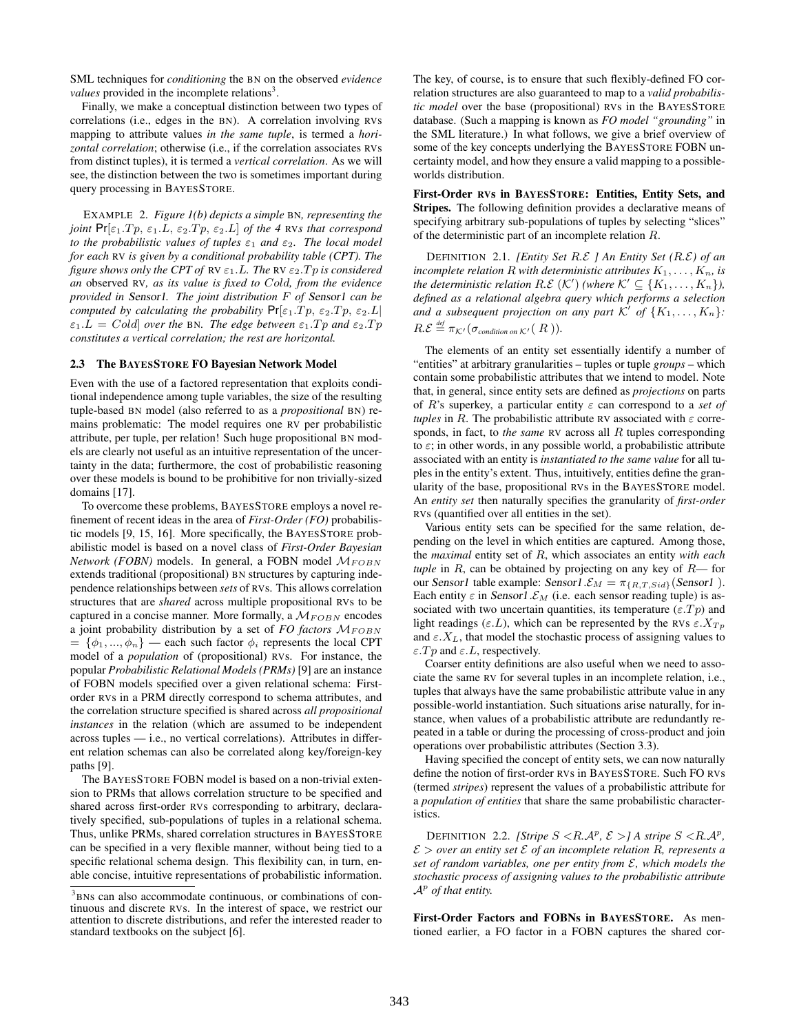SML techniques for *conditioning* the BN on the observed *evidence values* provided in the incomplete relations[3].

Finally, we make a conceptual distinction between two types of correlations (i.e., edges in the BN). A correlation involving RVs mapping to attribute values *in the same tuple*, is termed a *horizontal correlation*; otherwise (i.e., if the correlation associates RVs from distinct tuples), it is termed a *vertical correlation*. As we will see, the distinction between the two is sometimes important during query processing in BAYESSTORE.

EXAMPLE 2. *Figure 1(b) depicts a simple* BN*, representing the joint* $\Pr[\varepsilon_1.Tp,\ \varepsilon_1.L,\ \varepsilon_2.Tp,\ \varepsilon_2.L]$ *of the 4* RV*s that correspond to the probabilistic values of tuples* $\varepsilon_1$ *and* $\varepsilon_2$*. The local model for each* RV *is given by a conditional probability table (CPT). The figure shows only the CPT of* RV $\varepsilon_1.L$*. The* RV $\varepsilon_2.Tp$ *is considered an* observed RV*, as its value is fixed to* Cold*, from the evidence provided in* Sensor1*. The joint distribution* $F$ *of* Sensor1 *can be computed by calculating the probability* $\Pr[\varepsilon_1.Tp,\ \varepsilon_2.Tp,\ \varepsilon_2.L|\ \varepsilon_1.L = Cold]$ *over the* BN*. The edge between* $\varepsilon_1.Tp$ *and* $\varepsilon_2.Tp$ *constitutes a vertical correlation; the rest are horizontal.*

### 2.3 The BAYESSTORE FO Bayesian Network Model

Even with the use of a factored representation that exploits conditional independence among tuple variables, the size of the resulting tuple-based BN model (also referred to as a *propositional* BN) remains problematic: The model requires one RV per probabilistic attribute, per tuple, per relation! Such huge propositional BN models are clearly not useful as an intuitive representation of the uncertainty in the data; furthermore, the cost of probabilistic reasoning over these models is bound to be prohibitive for non trivially-sized domains [17].

To overcome these problems, BAYESSTORE employs a novel refinement of recent ideas in the area of *First-Order (FO)* probabilistic models [9, 15, 16]. More specifically, the BAYESSTORE probabilistic model is based on a novel class of *First-Order Bayesian Network (FOBN)* models. In general, a FOBN model $\mathcal{M}_{FOBN}$ extends traditional (propositional) BN structures by capturing independence relationships between *sets* of RVs. This allows correlation structures that are *shared* across multiple propositional RVs to be captured in a concise manner. More formally, a $\mathcal{M}_{FOBN}$ encodes a joint probability distribution by a set of *FO factors* $\mathcal{M}_{FOBN} = \{\phi_1, ..., \phi_n\}$ — each such factor $\phi_i$ represents the local CPT model of a *population* of (propositional) RVs. For instance, the popular *Probabilistic Relational Models (PRMs)* [9] are an instance of FOBN models specified over a given relational schema: First-order RVs in a PRM directly correspond to schema attributes, and the correlation structure specified is shared across *all propositional instances* in the relation (which are assumed to be independent across tuples — i.e., no vertical correlations). Attributes in different relation schemas can also be correlated along key/foreign-key paths [9].

The BAYESSTORE FOBN model is based on a non-trivial extension to PRMs that allows correlation structure to be specified and shared across first-order RVs corresponding to arbitrary, declaratively specified, sub-populations of tuples in a relational schema. Thus, unlike PRMs, shared correlation structures in BAYESSTORE can be specified in a very flexible manner, without being tied to a specific relational schema design. This flexibility can, in turn, enable concise, intuitive representations of probabilistic information.

[3] BNs can also accommodate continuous, or combinations of continuous and discrete RVs. In the interest of space, we restrict our attention to discrete distributions, and refer the interested reader to standard textbooks on the subject [6].

The key, of course, is to ensure that such flexibly-defined FO correlation structures are also guaranteed to map to a *valid probabilistic model* over the base (propositional) RVs in the BAYESSTORE database. (Such a mapping is known as *FO model "grounding"* in the SML literature.) In what follows, we give a brief overview of some of the key concepts underlying the BAYESSTORE FOBN uncertainty model, and how they ensure a valid mapping to a possible-worlds distribution.

**First-Order RVs in BAYESSTORE: Entities, Entity Sets, and Stripes.** The following definition provides a declarative means of specifying arbitrary sub-populations of tuples by selecting "slices" of the deterministic part of an incomplete relation $R$.

DEFINITION 2.1. *[Entity Set* $R.\mathcal{E}$ *] An Entity Set (*$R.\mathcal{E}$*) of an incomplete relation* $R$ *with deterministic attributes* $K_1, \ldots, K_n$*, is the deterministic relation* $R.\mathcal{E}$ $(\mathcal{K}')$ *(where* $\mathcal{K}' \subseteq \{K_1, \ldots, K_n\}$*), defined as a relational algebra query which performs a selection and a subsequent projection on any part* $\mathcal{K}'$ *of* $\{K_1, \ldots, K_n\}$*:* $R.\mathcal{E} \stackrel{def}{=} \pi_{\mathcal{K}'}(\sigma_{\text{condition on } \mathcal{K}'}(\ R\ ))$*.*

The elements of an entity set essentially identify a number of "entities" at arbitrary granularities – tuples or tuple *groups* – which contain some probabilistic attributes that we intend to model. Note that, in general, since entity sets are defined as *projections* on parts of $R$'s superkey, a particular entity $\varepsilon$ can correspond to a *set of tuples* in $R$. The probabilistic attribute RV associated with $\varepsilon$ corresponds, in fact, to *the same* RV across all $R$ tuples corresponding to $\varepsilon$; in other words, in any possible world, a probabilistic attribute associated with an entity is *instantiated to the same value* for all tuples in the entity's extent. Thus, intuitively, entities define the granularity of the base, propositional RVs in the BAYESSTORE model. An *entity set* then naturally specifies the granularity of *first-order* RVs (quantified over all entities in the set).

Various entity sets can be specified for the same relation, depending on the level in which entities are captured. Among those, the *maximal* entity set of $R$, which associates an entity *with each tuple* in $R$, can be obtained by projecting on any key of $R$— for our Sensor1 table example: Sensor1$.\mathcal{E}_M = \pi_{\{R,T,Sid\}}($Sensor1 $)$. Each entity $\varepsilon$ in Sensor1$.\mathcal{E}_M$ (i.e. each sensor reading tuple) is associated with two uncertain quantities, its temperature ($\varepsilon.Tp$) and light readings ($\varepsilon.L$), which can be represented by the RVs $\varepsilon.X_{Tp}$ and $\varepsilon.X_L$, that model the stochastic process of assigning values to $\varepsilon.Tp$ and $\varepsilon.L$, respectively.

Coarser entity definitions are also useful when we need to associate the same RV for several tuples in an incomplete relation, i.e., tuples that always have the same probabilistic attribute value in any possible-world instantiation. Such situations arise naturally, for instance, when values of a probabilistic attribute are redundantly repeated in a table or during the processing of cross-product and join operations over probabilistic attributes (Section 3.3).

Having specified the concept of entity sets, we can now naturally define the notion of first-order RVs in BAYESSTORE. Such FO RVs (termed *stripes*) represent the values of a probabilistic attribute for a *population of entities* that share the same probabilistic characteristics.

DEFINITION 2.2. *[Stripe* $S$ $<R.\mathcal{A}^p,\ \mathcal{E}>$*] A stripe* $S$ $<R.\mathcal{A}^p,\ \mathcal{E}>$ *over an entity set* $\mathcal{E}$ *of an incomplete relation* $R$*, represents a set of random variables, one per entity from* $\mathcal{E}$*, which models the stochastic process of assigning values to the probabilistic attribute* $\mathcal{A}^p$ *of that entity.*

**First-Order Factors and FOBNs in BAYESSTORE.** As mentioned earlier, a FO factor in a FOBN captures the shared cor-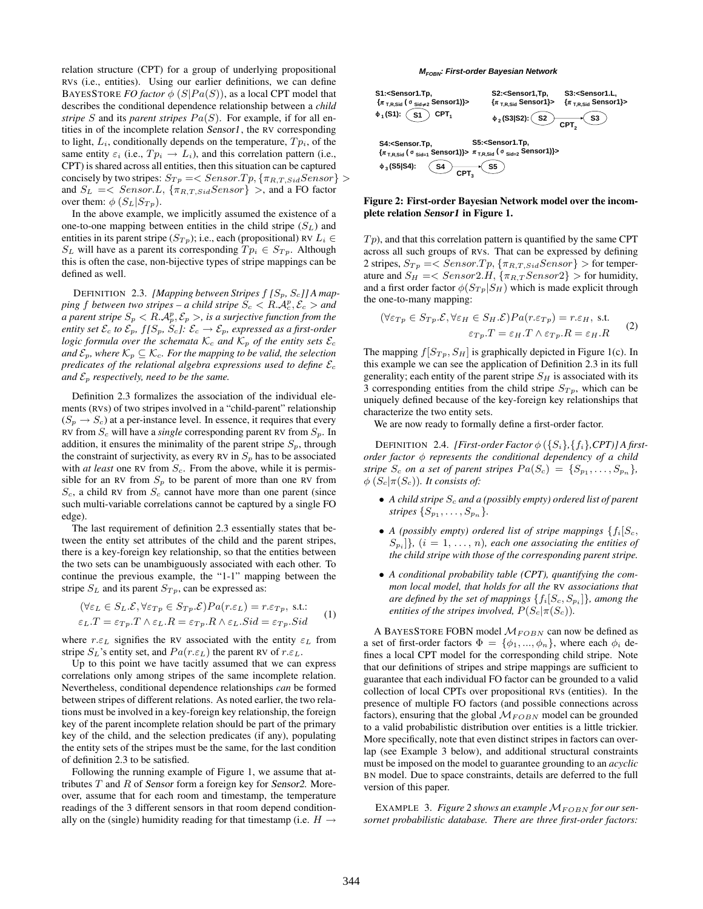relation structure (CPT) for a group of underlying propositional RVs (i.e., entities). Using our earlier definitions, we can define BAYESSTORE *FO factor* $\phi\ (S|Pa(S))$, as a local CPT model that describes the conditional dependence relationship between a *child stripe* $S$ and its *parent stripes* $Pa(S)$. For example, if for all entities in of the incomplete relation *Sensor1*, the RV corresponding to light, $L_i$, conditionally depends on the temperature, $Tp_i$, of the same entity $\varepsilon_i$ (i.e., $Tp_i \rightarrow L_i$), and this correlation pattern (i.e., CPT) is shared across all entities, then this situation can be captured concisely by two stripes: $S_{Tp} =< Sensor.Tp, \{\pi_{R,T,Sid}Sensor\} >$ and $S_L =< Sensor.L, \{\pi_{R,T,Sid}Sensor\} >$, and a FO factor over them: $\phi\ (S_L|S_{Tp})$.

In the above example, we implicitly assumed the existence of a one-to-one mapping between entities in the child stripe ($S_L$) and entities in its parent stripe ($S_{Tp}$); i.e., each (propositional) RV $L_i \in S_L$ will have as a parent its corresponding $Tp_i \in S_{Tp}$. Although this is often the case, non-bijective types of stripe mappings can be defined as well.

DEFINITION 2.3. *[Mapping between Stripes $f\ [S_p, S_c]$] A mapping $f$ between two stripes – a child stripe $S_c < R.\mathcal{A}^p_c, \mathcal{E}_c >$ and a parent stripe $S_p < R.\mathcal{A}^p_p, \mathcal{E}_p >$, is a surjective function from the entity set $\mathcal{E}_c$ to $\mathcal{E}_p$, $f[S_p, S_c]$: $\mathcal{E}_c \rightarrow \mathcal{E}_p$, expressed as a first-order logic formula over the schemata $\mathcal{K}_c$ and $\mathcal{K}_p$ of the entity sets $\mathcal{E}_c$ and $\mathcal{E}_p$, where $\mathcal{K}_p \subseteq \mathcal{K}_c$. For the mapping to be valid, the selection predicates of the relational algebra expressions used to define $\mathcal{E}_c$ and $\mathcal{E}_p$ respectively, need to be the same.*

Definition 2.3 formalizes the association of the individual elements (RVs) of two stripes involved in a "child-parent" relationship ($S_p \rightarrow S_c$) at a per-instance level. In essence, it requires that every RV from $S_c$ will have a *single* corresponding parent RV from $S_p$. In addition, it ensures the minimality of the parent stripe $S_p$, through the constraint of surjectivity, as every RV in $S_p$ has to be associated with *at least* one RV from $S_c$. From the above, while it is permissible for an RV from $S_p$ to be parent of more than one RV from $S_c$, a child RV from $S_c$ cannot have more than one parent (since such multi-variable correlations cannot be captured by a single FO edge).

The last requirement of definition 2.3 essentially states that between the entity set attributes of the child and the parent stripes, there is a key-foreign key relationship, so that the entities between the two sets can be unambiguously associated with each other. To continue the previous example, the "1-1" mapping between the stripe $S_L$ and its parent $S_{Tp}$, can be expressed as:

$$(\forall \varepsilon_L \in S_L.\mathcal{E}, \forall \varepsilon_{Tp} \in S_{Tp}.\mathcal{E}) Pa(r.\varepsilon_L) = r.\varepsilon_{Tp}, \text{ s.t.:}$$
$$\varepsilon_L.T = \varepsilon_{Tp}.T \wedge \varepsilon_L.R = \varepsilon_{Tp}.R \wedge \varepsilon_L.Sid = \varepsilon_{Tp}.Sid \quad (1)$$

where $r.\varepsilon_L$ signifies the RV associated with the entity $\varepsilon_L$ from stripe $S_L$'s entity set, and $Pa(r.\varepsilon_L)$ the parent RV of $r.\varepsilon_L$.

Up to this point we have tacitly assumed that we can express correlations only among stripes of the same incomplete relation. Nevertheless, conditional dependence relationships *can* be formed between stripes of different relations. As noted earlier, the two relations must be involved in a key-foreign key relationship, the foreign key of the parent incomplete relation should be part of the primary key of the child, and the selection predicates (if any), populating the entity sets of the stripes must be the same, for the last condition of definition 2.3 to be satisfied.

Following the running example of Figure 1, we assume that attributes $T$ and $R$ of *Sensor* form a foreign key for *Sensor2*. Moreover, assume that for each room and timestamp, the temperature readings of the 3 different sensors in that room depend conditionally on the (single) humidity reading for that timestamp (i.e. $H \rightarrow Tp$), and that this correlation pattern is quantified by the same CPT across all such groups of RVs. That can be expressed by defining 2 stripes, $S_{Tp} =< Sensor.Tp, \{\pi_{R,T,Sid}Sensor\} >$ for temperature and $S_H =< Sensor2.H, \{\pi_{R,T}Sensor2\} >$ for humidity, and a first order factor $\phi(S_{Tp}|S_H)$ which is made explicit through the one-to-many mapping:

$$(\forall \varepsilon_{Tp} \in S_{Tp}.\mathcal{E}, \forall \varepsilon_H \in S_H.\mathcal{E}) Pa(r.\varepsilon_{Tp}) = r.\varepsilon_H, \text{ s.t.}$$
$$\varepsilon_{Tp}.T = \varepsilon_H.T \wedge \varepsilon_{Tp}.R = \varepsilon_H.R \quad (2)$$

The mapping $f[S_{Tp}, S_H]$ is graphically depicted in Figure 1(c). In this example we can see the application of Definition 2.3 in its full generality; each entity of the parent stripe $S_H$ is associated with its 3 corresponding entities from the child stripe $S_{Tp}$, which can be uniquely defined because of the key-foreign key relationships that characterize the two entity sets.

We are now ready to formally define a first-order factor.

DEFINITION 2.4. *[First-order Factor $\phi\ (\{S_i\},\{f_i\}$,CPT)] A first-order factor $\phi$ represents the conditional dependency of a child stripe $S_c$ on a set of parent stripes $Pa(S_c) = \{S_{p_1}, \ldots, S_{p_n}\}$, $\phi\ (S_c|\pi(S_c))$. It consists of:*

- *A child stripe $S_c$ and a (possibly empty) ordered list of parent stripes $\{S_{p_1}, \ldots, S_{p_n}\}$.*
- *A (possibly empty) ordered list of stripe mappings $\{f_i[S_c, S_{p_i}]\}$, $(i = 1, \ldots, n)$, each one associating the entities of the child stripe with those of the corresponding parent stripe.*
- *A conditional probability table (CPT), quantifying the common local model, that holds for all the RV associations that are defined by the set of mappings $\{f_i[S_c, S_{p_i}]\}$, among the entities of the stripes involved, $P(S_c|\pi(S_c))$.*

A BAYESSTORE FOBN model $\mathcal{M}_{FOBN}$ can now be defined as a set of first-order factors $\Phi = \{\phi_1, ..., \phi_n\}$, where each $\phi_i$ defines a local CPT model for the corresponding child stripe. Note that our definitions of stripes and stripe mappings are sufficient to guarantee that each individual FO factor can be grounded to a valid collection of local CPTs over propositional RVs (entities). In the presence of multiple FO factors (and possible connections across factors), ensuring that the global $\mathcal{M}_{FOBN}$ model can be grounded to a valid probabilistic distribution over entities is a little trickier. More specifically, note that even distinct stripes in factors can overlap (see Example 3 below), and additional structural constraints must be imposed on the model to guarantee grounding to an *acyclic* BN model. Due to space constraints, details are deferred to the full version of this paper.

EXAMPLE 3. *Figure 2 shows an example $\mathcal{M}_{FOBN}$ for our sensornet probabilistic database. There are three first-order factors:*

**$M_{FOBN}$: First-order Bayesian Network**

S1:<Sensor1.Tp, $\{\pi_{T,R,Sid}(\sigma_{Sid\neq 2}$ Sensor1$)\}$>
$\phi_1$(S1): S1 CPT$_1$

S2:<Sensor1.Tp, $\{\pi_{T,R,Sid}$ Sensor1$\}$>
S3:<Sensor1.L, $\{\pi_{T,R,Sid}$ Sensor1$\}$>
$\phi_2$(S3|S2): S2 → S3, CPT$_2$

S4:<Sensor.Tp, $\{\pi_{T,R,Sid}(\sigma_{Sid=1}$ Sensor1$)\}$>
S5:<Sensor1.Tp, $\pi_{T,R,Sid}(\sigma_{Sid=2}$ Sensor1$)\}$>
$\phi_3$(S5|S4): S4 → S5, CPT$_3$

**Figure 2: First-order Bayesian Network model over the incomplete relation *Sensor1* in Figure 1.**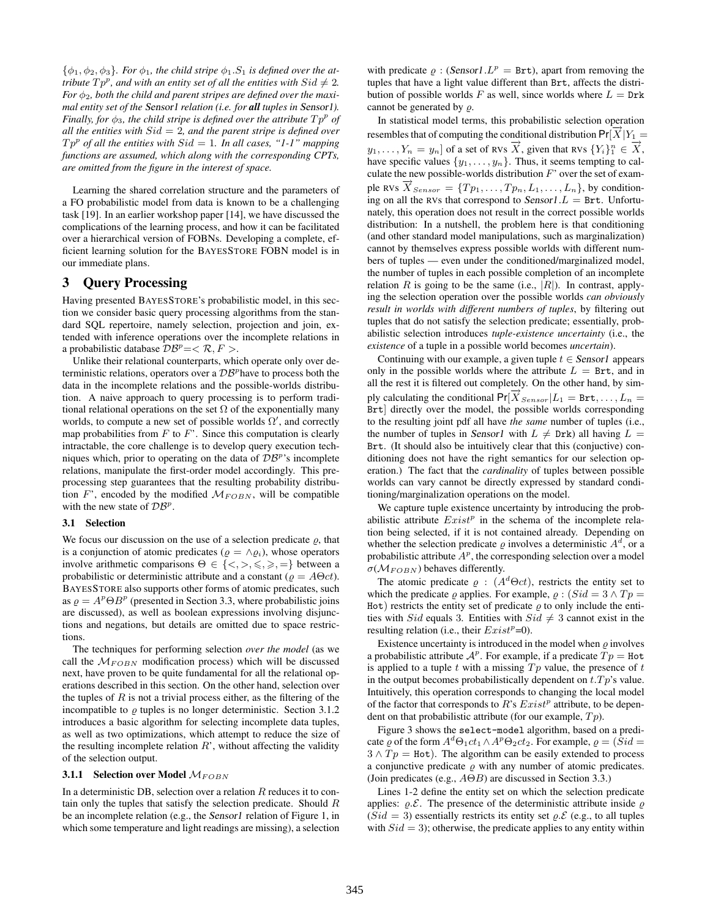$\{\phi_1, \phi_2, \phi_3\}$. *For $\phi_1$, the child stripe $\phi_1.S_1$ is defined over the attribute $Tp^p$, and with an entity set of all the entities with $Sid \neq 2$. For $\phi_2$, both the child and parent stripes are defined over the maximal entity set of the* Sensor1 *relation (i.e. for* ***all*** *tuples in* Sensor1*). Finally, for $\phi_3$, the child stripe is defined over the attribute $Tp^p$ of all the entities with $Sid = 2$, and the parent stripe is defined over $Tp^p$ of all the entities with $Sid = 1$. In all cases, "1-1" mapping functions are assumed, which along with the corresponding CPTs, are omitted from the figure in the interest of space.*

Learning the shared correlation structure and the parameters of a FO probabilistic model from data is known to be a challenging task [19]. In an earlier workshop paper [14], we have discussed the complications of the learning process, and how it can be facilitated over a hierarchical version of FOBNs. Developing a complete, efficient learning solution for the BAYESSTORE FOBN model is in our immediate plans.

## 3 Query Processing

Having presented BAYESSTORE's probabilistic model, in this section we consider basic query processing algorithms from the standard SQL repertoire, namely selection, projection and join, extended with inference operations over the incomplete relations in a probabilistic database $\mathcal{DB}^p = <\mathcal{R}, F>$.

Unlike their relational counterparts, which operate only over deterministic relations, operators over a $\mathcal{DB}^p$ have to process both the data in the incomplete relations and the possible-worlds distribution. A naive approach to query processing is to perform traditional relational operations on the set $\Omega$ of the exponentially many worlds, to compute a new set of possible worlds $\Omega'$, and correctly map probabilities from $F$ to $F$'. Since this computation is clearly intractable, the core challenge is to develop query execution techniques which, prior to operating on the data of $\mathcal{DB}^p$'s incomplete relations, manipulate the first-order model accordingly. This preprocessing step guarantees that the resulting probability distribution $F$', encoded by the modified $\mathcal{M}_{FOBN}$, will be compatible with the new state of $\mathcal{DB}^p$.

### 3.1 Selection

We focus our discussion on the use of a selection predicate $\varrho$, that is a conjunction of atomic predicates ($\varrho = \wedge \varrho_i$), whose operators involve arithmetic comparisons $\Theta \in \{<, >, \leqslant, \geqslant, =\}$ between a probabilistic or deterministic attribute and a constant ($\varrho = A\Theta ct$). BAYESSTORE also supports other forms of atomic predicates, such as $\varrho = A^p \Theta B^p$ (presented in Section 3.3, where probabilistic joins are discussed), as well as boolean expressions involving disjunctions and negations, but details are omitted due to space restrictions.

The techniques for performing selection *over the model* (as we call the $\mathcal{M}_{FOBN}$ modification process) which will be discussed next, have proven to be quite fundamental for all the relational operations described in this section. On the other hand, selection over the tuples of $R$ is not a trivial process either, as the filtering of the incompatible to $\varrho$ tuples is no longer deterministic. Section 3.1.2 introduces a basic algorithm for selecting incomplete data tuples, as well as two optimizations, which attempt to reduce the size of the resulting incomplete relation $R$', without affecting the validity of the selection output.

#### 3.1.1 Selection over Model $\mathcal{M}_{FOBN}$

In a deterministic DB, selection over a relation $R$ reduces it to contain only the tuples that satisfy the selection predicate. Should $R$ be an incomplete relation (e.g., the *Sensor1* relation of Figure 1, in which some temperature and light readings are missing), a selection with predicate $\varrho$ : (*Sensor1*.$L^p$ = `Brt`), apart from removing the tuples that have a light value different than `Brt`, affects the distribution of possible worlds $F$ as well, since worlds where $L$ = `Drk` cannot be generated by $\varrho$.

In statistical model terms, this probabilistic selection operation resembles that of computing the conditional distribution $\Pr[\overrightarrow{X}|Y_1 = y_1, \ldots, Y_n = y_n]$ of a set of RVs $\overrightarrow{X}$, given that RVs $\{Y_i\}_1^n \in \overrightarrow{X}$, have specific values $\{y_1, \ldots, y_n\}$. Thus, it seems tempting to calculate the new possible-worlds distribution $F$' over the set of example RVs $\overrightarrow{X}_{Sensor} = \{Tp_1, \ldots, Tp_n, L_1, \ldots, L_n\}$, by conditioning on all the RVs that correspond to *Sensor1*.$L$ = `Brt`. Unfortunately, this operation does not result in the correct possible worlds distribution: In a nutshell, the problem here is that conditioning (and other standard model manipulations, such as marginalization) cannot by themselves express possible worlds with different numbers of tuples — even under the conditioned/marginalized model, the number of tuples in each possible completion of an incomplete relation $R$ is going to be the same (i.e., $|R|$). In contrast, applying the selection operation over the possible worlds *can obviously result in worlds with different numbers of tuples*, by filtering out tuples that do not satisfy the selection predicate; essentially, probabilistic selection introduces *tuple-existence uncertainty* (i.e., the *existence* of a tuple in a possible world becomes *uncertain*).

Continuing with our example, a given tuple $t \in$ *Sensor1* appears only in the possible worlds where the attribute $L$ = `Brt`, and in all the rest it is filtered out completely. On the other hand, by simply calculating the conditional $\Pr[\overrightarrow{X}_{Sensor}|L_1 = \texttt{Brt}, \ldots, L_n = \texttt{Brt}]$ directly over the model, the possible worlds corresponding to the resulting joint pdf all have *the same* number of tuples (i.e., the number of tuples in *Sensor1* with $L \neq$ `Drk`) all having $L$ = `Brt`. (It should also be intuitively clear that this (conjuctive) conditioning does not have the right semantics for our selection operation.) The fact that the *cardinality* of tuples between possible worlds can vary cannot be directly expressed by standard conditioning/marginalization operations on the model.

We capture tuple existence uncertainty by introducing the probabilistic attribute $Exist^p$ in the schema of the incomplete relation being selected, if it is not contained already. Depending on whether the selection predicate $\varrho$ involves a deterministic $A^d$, or a probabilistic attribute $A^p$, the corresponding selection over a model $\sigma(\mathcal{M}_{FOBN})$ behaves differently.

The atomic predicate $\varrho$ : ($A^d \Theta ct$), restricts the entity set to which the predicate $\varrho$ applies. For example, $\varrho$ : ($Sid = 3 \wedge Tp =$ `Hot`) restricts the entity set of predicate $\varrho$ to only include the entities with $Sid$ equals 3. Entities with $Sid \neq 3$ cannot exist in the resulting relation (i.e., their $Exist^p$=0).

Existence uncertainty is introduced in the model when $\varrho$ involves a probabilistic attribute $\mathcal{A}^p$. For example, if a predicate $Tp =$ `Hot` is applied to a tuple $t$ with a missing $Tp$ value, the presence of $t$ in the output becomes probabilistically dependent on $t.Tp$'s value. Intuitively, this operation corresponds to changing the local model of the factor that corresponds to $R$'s $Exist^p$ attribute, to be dependent on that probabilistic attribute (for our example, $Tp$).

Figure 3 shows the `select-model` algorithm, based on a predicate $\varrho$ of the form $A^d \Theta_1 ct_1 \wedge A^p \Theta_2 ct_2$. For example, $\varrho = (Sid = 3 \wedge Tp = \texttt{Hot})$. The algorithm can be easily extended to process a conjunctive predicate $\varrho$ with any number of atomic predicates. (Join predicates (e.g., $A\Theta B$) are discussed in Section 3.3.)

Lines 1-2 define the entity set on which the selection predicate applies: $\varrho.\mathcal{E}$. The presence of the deterministic attribute inside $\varrho$ ($Sid = 3$) essentially restricts its entity set $\varrho.\mathcal{E}$ (e.g., to all tuples with $Sid = 3$); otherwise, the predicate applies to any entity within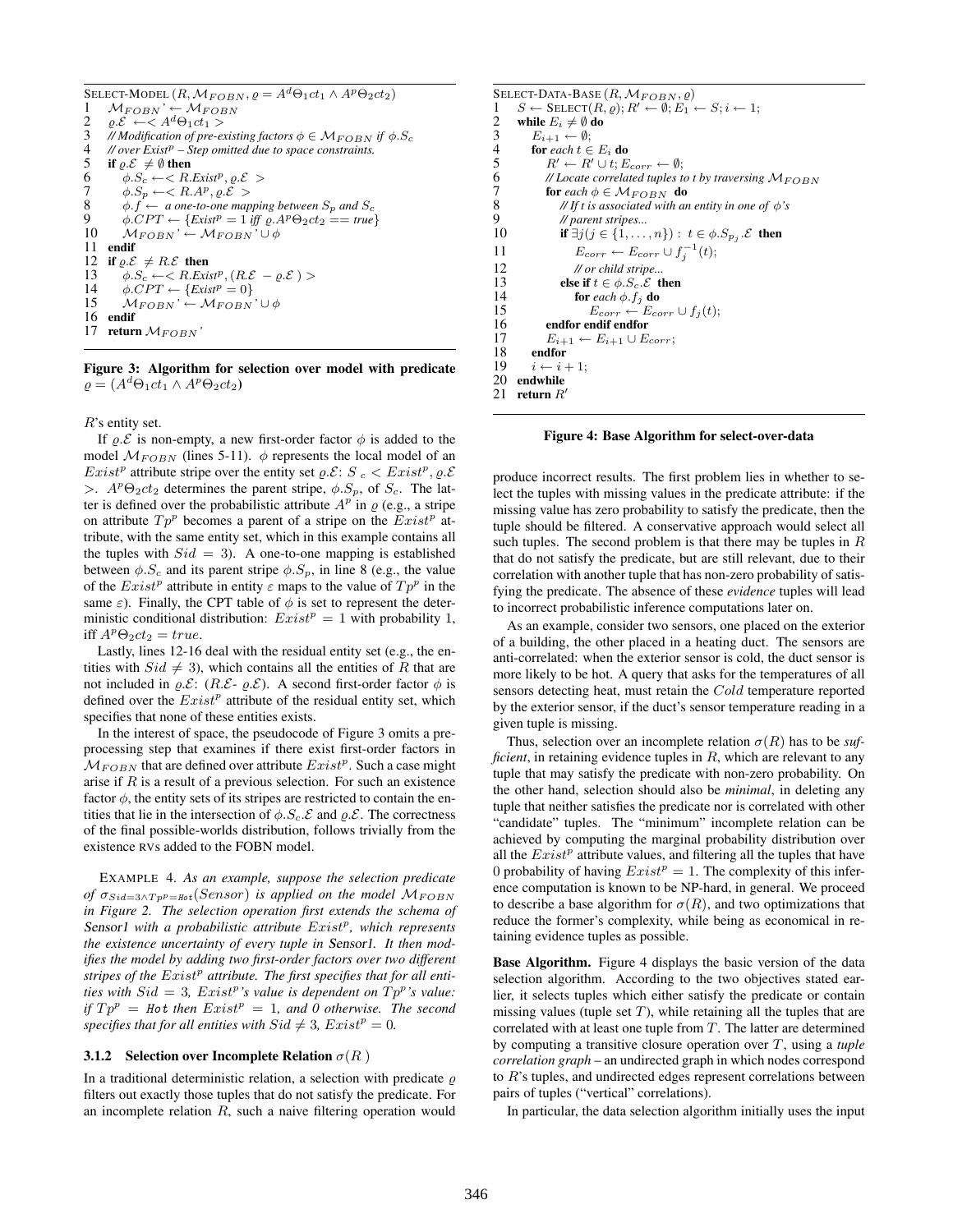```
SELECT-MODEL (R, M_FOBN, ϱ = A^d Θ1 ct1 ∧ A^p Θ2 ct2)
1   M_FOBN' ← M_FOBN
2   ϱ.E ←< A^d Θ1 ct1 >
3   // Modification of pre-existing factors φ ∈ M_FOBN if φ.S_c
4   // over Exist^p – Step omitted due to space constraints.
5   if ϱ.E ≠ ∅ then
6       φ.S_c ←< R.Exist^p, ϱ.E >
7       φ.S_p ←< R.A^p, ϱ.E >
8       φ.f ← a one-to-one mapping between S_p and S_c
9       φ.CPT ← {Exist^p = 1 iff ϱ.A^p Θ2 ct2 == true}
10      M_FOBN' ← M_FOBN' ∪ φ
11  endif
12  if ϱ.E ≠ R.E then
13      φ.S_c ←< R.Exist^p, (R.E − ϱ.E) >
14      φ.CPT ← {Exist^p = 0}
15      M_FOBN' ← M_FOBN' ∪ φ
16  endif
17  return M_FOBN'
```

**Figure 3: Algorithm for selection over model with predicate $\varrho = (A^d\Theta_1 ct_1 \wedge A^p\Theta_2 ct_2)$**

$R$'s entity set.

If $\varrho.\mathcal{E}$ is non-empty, a new first-order factor $\phi$ is added to the model $\mathcal{M}_{FOBN}$ (lines 5-11). $\phi$ represents the local model of an $Exist^p$ attribute stripe over the entity set $\varrho.\mathcal{E}$: $S_c < Exist^p, \varrho.\mathcal{E} >$. $A^p\Theta_2 ct_2$ determines the parent stripe, $\phi.S_p$, of $S_c$. The latter is defined over the probabilistic attribute $A^p$ in $\varrho$ (e.g., a stripe on attribute $Tp^p$ becomes a parent of a stripe on the $Exist^p$ attribute, with the same entity set, which in this example contains all the tuples with $Sid = 3$). A one-to-one mapping is established between $\phi.S_c$ and its parent stripe $\phi.S_p$, in line 8 (e.g., the value of the $Exist^p$ attribute in entity $\varepsilon$ maps to the value of $Tp^p$ in the same $\varepsilon$). Finally, the CPT table of $\phi$ is set to represent the deterministic conditional distribution: $Exist^p = 1$ with probability 1, iff $A^p\Theta_2 ct_2 = true$.

Lastly, lines 12-16 deal with the residual entity set (e.g., the entities with $Sid \neq 3$), which contains all the entities of $R$ that are not included in $\varrho.\mathcal{E}$: ($R.\mathcal{E}$- $\varrho.\mathcal{E}$). A second first-order factor $\phi$ is defined over the $Exist^p$ attribute of the residual entity set, which specifies that none of these entities exists.

In the interest of space, the pseudocode of Figure 3 omits a preprocessing step that examines if there exist first-order factors in $\mathcal{M}_{FOBN}$ that are defined over attribute $Exist^p$. Such a case might arise if $R$ is a result of a previous selection. For such an existence factor $\phi$, the entity sets of its stripes are restricted to contain the entities that lie in the intersection of $\phi.S_c.\mathcal{E}$ and $\varrho.\mathcal{E}$. The correctness of the final possible-worlds distribution, follows trivially from the existence RVs added to the FOBN model.

EXAMPLE 4. *As an example, suppose the selection predicate of $\sigma_{Sid=3\wedge Tp^p=\texttt{Hot}}(Sensor)$ is applied on the model $\mathcal{M}_{FOBN}$ in Figure 2. The selection operation first extends the schema of* Sensor1 *with a probabilistic attribute $Exist^p$, which represents the existence uncertainty of every tuple in* Sensor1*. It then modifies the model by adding two first-order factors over two different stripes of the $Exist^p$ attribute. The first specifies that for all entities with $Sid = 3$, $Exist^p$'s value is dependent on $Tp^p$'s value: if $Tp^p$ = Hot then $Exist^p = 1$, and 0 otherwise. The second specifies that for all entities with $Sid \neq 3$, $Exist^p = 0$.*

### 3.1.2 Selection over Incomplete Relation $\sigma(R)$

In a traditional deterministic relation, a selection with predicate $\varrho$ filters out exactly those tuples that do not satisfy the predicate. For an incomplete relation $R$, such a naive filtering operation would produce incorrect results. The first problem lies in whether to select the tuples with missing values in the predicate attribute: if the missing value has zero probability to satisfy the predicate, then the tuple should be filtered. A conservative approach would select all such tuples. The second problem is that there may be tuples in $R$ that do not satisfy the predicate, but are still relevant, due to their correlation with another tuple that has non-zero probability of satisfying the predicate. The absence of these *evidence* tuples will lead to incorrect probabilistic inference computations later on.

```
SELECT-DATA-BASE (R, M_FOBN, ϱ)
1   S ← SELECT(R, ϱ); R' ← ∅; E_1 ← S; i ← 1;
2   while E_i ≠ ∅ do
3       E_{i+1} ← ∅;
4       for each t ∈ E_i do
5           R' ← R' ∪ t; E_corr ← ∅;
6           // Locate correlated tuples to t by traversing M_FOBN
7           for each φ ∈ M_FOBN do
8               // If t is associated with an entity in one of φ's
9               // parent stripes...
10              if ∃j(j ∈ {1,...,n}) : t ∈ φ.S_{p_j}.E then
11                  E_corr ← E_corr ∪ f_j^{-1}(t);
12              // or child stripe...
13              else if t ∈ φ.S_c.E then
14                  for each φ.f_j do
15                      E_corr ← E_corr ∪ f_j(t);
16          endfor endif endfor
17          E_{i+1} ← E_{i+1} ∪ E_corr;
18      endfor
19      i ← i + 1;
20  endwhile
21  return R'
```

**Figure 4: Base Algorithm for select-over-data**

As an example, consider two sensors, one placed on the exterior of a building, the other placed in a heating duct. The sensors are anti-correlated: when the exterior sensor is cold, the duct sensor is more likely to be hot. A query that asks for the temperatures of all sensors detecting heat, must retain the $Cold$ temperature reported by the exterior sensor, if the duct's sensor temperature reading in a given tuple is missing.

Thus, selection over an incomplete relation $\sigma(R)$ has to be *sufficient*, in retaining evidence tuples in $R$, which are relevant to any tuple that may satisfy the predicate with non-zero probability. On the other hand, selection should also be *minimal*, in deleting any tuple that neither satisfies the predicate nor is correlated with other "candidate" tuples. The "minimum" incomplete relation can be achieved by computing the marginal probability distribution over all the $Exist^p$ attribute values, and filtering all the tuples that have 0 probability of having $Exist^p = 1$. The complexity of this inference computation is known to be NP-hard, in general. We proceed to describe a base algorithm for $\sigma(R)$, and two optimizations that reduce the former's complexity, while being as economical in retaining evidence tuples as possible.

**Base Algorithm.** Figure 4 displays the basic version of the data selection algorithm. According to the two objectives stated earlier, it selects tuples which either satisfy the predicate or contain missing values (tuple set $T$), while retaining all the tuples that are correlated with at least one tuple from $T$. The latter are determined by computing a transitive closure operation over $T$, using a *tuple correlation graph* – an undirected graph in which nodes correspond to $R$'s tuples, and undirected edges represent correlations between pairs of tuples ("vertical" correlations).

In particular, the data selection algorithm initially uses the input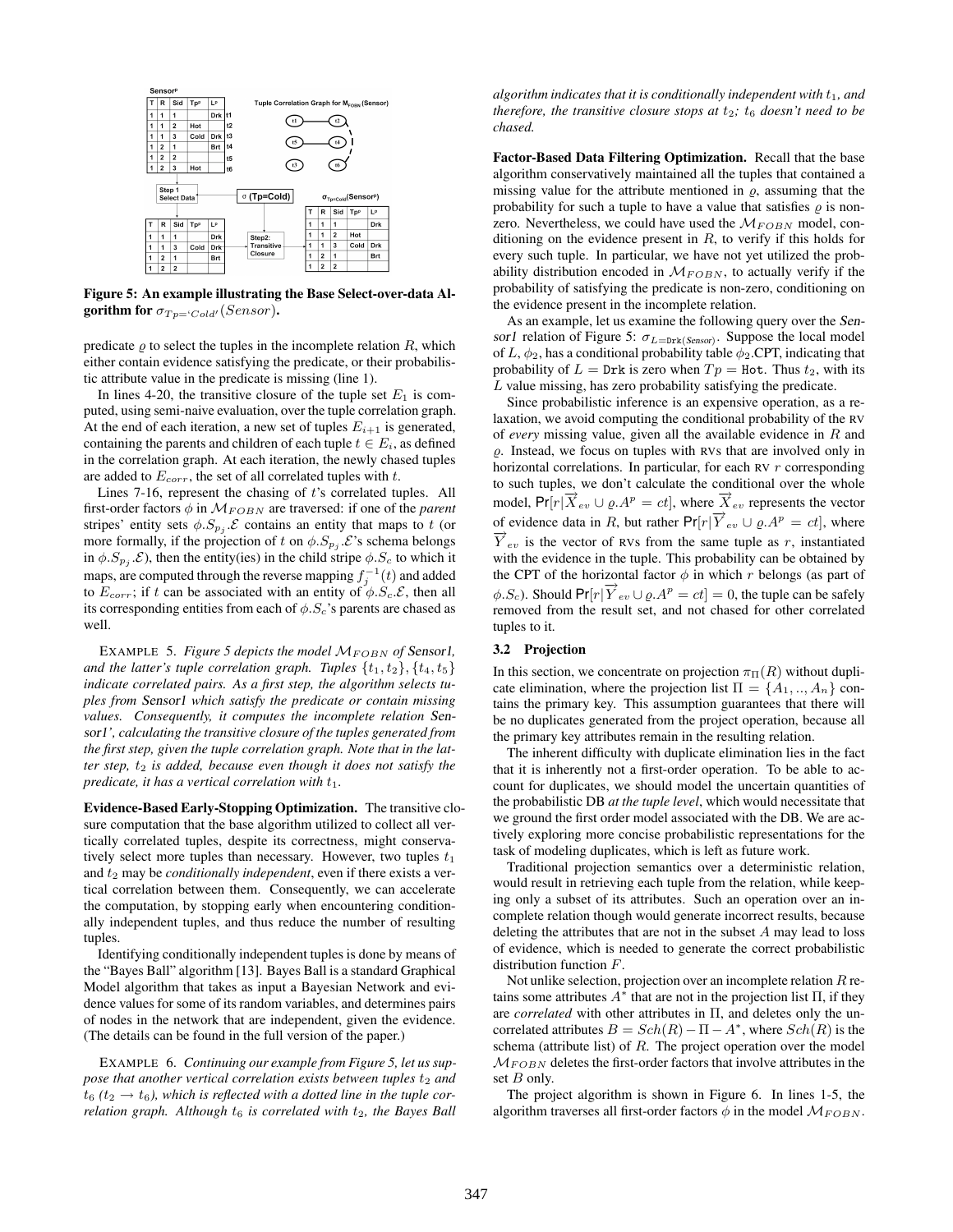**Sensor$^p$**

| T | R | Sid | Tp$^p$ | L$^p$ | |
|---|---|---|---|---|---|
| 1 | 1 | 1 | | Drk | t1 |
| 1 | 1 | 2 | Hot | | t2 |
| 1 | 1 | 3 | Cold | Drk | t3 |
| 1 | 2 | 1 | | Brt | t4 |
| 1 | 2 | 2 | | | t5 |
| 1 | 2 | 3 | Hot | | t6 |

Tuple Correlation Graph for $M_{FOBN}$(Sensor)

Step 1 Select Data — σ (Tp=Cold)

| T | R | Sid | Tp$^p$ | L$^p$ |
|---|---|---|---|---|
| 1 | 1 | 1 | | Drk |
| 1 | 1 | 3 | Cold | Drk |
| 1 | 2 | 1 | | Brt |
| 1 | 2 | 2 | | |

Step2: Transitive Closure

$\sigma_{Tp=Cold}$(Sensor$^p$)

| T | R | Sid | Tp$^p$ | L$^p$ |
|---|---|---|---|---|
| 1 | 1 | 1 | | Drk |
| 1 | 1 | 2 | Hot | |
| 1 | 1 | 3 | Cold | Drk |
| 1 | 2 | 1 | | Brt |
| 1 | 2 | 2 | | |

**Figure 5: An example illustrating the Base Select-over-data Algorithm for $\sigma_{Tp=\text{'}Cold\text{'}}(Sensor)$.**

predicate $\varrho$ to select the tuples in the incomplete relation $R$, which either contain evidence satisfying the predicate, or their probabilistic attribute value in the predicate is missing (line 1).

In lines 4-20, the transitive closure of the tuple set $E_1$ is computed, using semi-naive evaluation, over the tuple correlation graph. At the end of each iteration, a new set of tuples $E_{i+1}$ is generated, containing the parents and children of each tuple $t \in E_i$, as defined in the correlation graph. At each iteration, the newly chased tuples are added to $E_{corr}$, the set of all correlated tuples with $t$.

Lines 7-16, represent the chasing of $t$'s correlated tuples. All first-order factors $\phi$ in $\mathcal{M}_{FOBN}$ are traversed: if one of the *parent* stripes' entity sets $\phi.S_{p_j}.\mathcal{E}$ contains an entity that maps to $t$ (or more formally, if the projection of $t$ on $\phi.S_{p_j}.\mathcal{E}$'s schema belongs in $\phi.S_{p_j}.\mathcal{E}$), then the entity(ies) in the child stripe $\phi.S_c$ to which it maps, are computed through the reverse mapping $f_j^{-1}(t)$ and added to $E_{corr}$; if $t$ can be associated with an entity of $\phi.S_c.\mathcal{E}$, then all its corresponding entities from each of $\phi.S_c$'s parents are chased as well.

EXAMPLE 5. *Figure 5 depicts the model $\mathcal{M}_{FOBN}$ of Sensor1, and the latter's tuple correlation graph. Tuples $\{t_1, t_2\}$, $\{t_4, t_5\}$ indicate correlated pairs. As a first step, the algorithm selects tuples from Sensor1 which satisfy the predicate or contain missing values. Consequently, it computes the incomplete relation Sensor1', calculating the transitive closure of the tuples generated from the first step, given the tuple correlation graph. Note that in the latter step, $t_2$ is added, because even though it does not satisfy the predicate, it has a vertical correlation with $t_1$.*

**Evidence-Based Early-Stopping Optimization.** The transitive closure computation that the base algorithm utilized to collect all vertically correlated tuples, despite its correctness, might conservatively select more tuples than necessary. However, two tuples $t_1$ and $t_2$ may be *conditionally independent*, even if there exists a vertical correlation between them. Consequently, we can accelerate the computation, by stopping early when encountering conditionally independent tuples, and thus reduce the number of resulting tuples.

Identifying conditionally independent tuples is done by means of the "Bayes Ball" algorithm [13]. Bayes Ball is a standard Graphical Model algorithm that takes as input a Bayesian Network and evidence values for some of its random variables, and determines pairs of nodes in the network that are independent, given the evidence. (The details can be found in the full version of the paper.)

EXAMPLE 6. *Continuing our example from Figure 5, let us suppose that another vertical correlation exists between tuples $t_2$ and $t_6$ ($t_2 \to t_6$), which is reflected with a dotted line in the tuple correlation graph. Although $t_6$ is correlated with $t_2$, the Bayes Ball algorithm indicates that it is conditionally independent with $t_1$, and therefore, the transitive closure stops at $t_2$; $t_6$ doesn't need to be chased.*

**Factor-Based Data Filtering Optimization.** Recall that the base algorithm conservatively maintained all the tuples that contained a missing value for the attribute mentioned in $\varrho$, assuming that the probability for such a tuple to have a value that satisfies $\varrho$ is nonzero. Nevertheless, we could have used the $\mathcal{M}_{FOBN}$ model, conditioning on the evidence present in $R$, to verify if this holds for every such tuple. In particular, we have not yet utilized the probability distribution encoded in $\mathcal{M}_{FOBN}$, to actually verify if the probability of satisfying the predicate is non-zero, conditioning on the evidence present in the incomplete relation.

As an example, let us examine the following query over the Sensor1 relation of Figure 5: $\sigma_{L=\texttt{Drk}(Sensor)}$. Suppose the local model of $L$, $\phi_2$, has a conditional probability table $\phi_2$.CPT, indicating that probability of $L = \texttt{Drk}$ is zero when $Tp = \texttt{Hot}$. Thus $t_2$, with its $L$ value missing, has zero probability satisfying the predicate.

Since probabilistic inference is an expensive operation, as a relaxation, we avoid computing the conditional probability of the RV of *every* missing value, given all the available evidence in $R$ and $\varrho$. Instead, we focus on tuples with RVs that are involved only in horizontal correlations. In particular, for each RV $r$ corresponding to such tuples, we don't calculate the conditional over the whole model, $\Pr[r|\overrightarrow{X}_{ev} \cup \varrho.A^p = ct]$, where $\overrightarrow{X}_{ev}$ represents the vector of evidence data in $R$, but rather $\Pr[r|\overrightarrow{Y}_{ev} \cup \varrho.A^p = ct]$, where $\overrightarrow{Y}_{ev}$ is the vector of RVs from the same tuple as $r$, instantiated with the evidence in the tuple. This probability can be obtained by the CPT of the horizontal factor $\phi$ in which $r$ belongs (as part of $\phi.S_c$). Should $\Pr[r|\overrightarrow{Y}_{ev} \cup \varrho.A^p = ct] = 0$, the tuple can be safely removed from the result set, and not chased for other correlated tuples to it.

### 3.2 Projection

In this section, we concentrate on projection $\pi_\Pi(R)$ without duplicate elimination, where the projection list $\Pi = \{A_1, .., A_n\}$ contains the primary key. This assumption guarantees that there will be no duplicates generated from the project operation, because all the primary key attributes remain in the resulting relation.

The inherent difficulty with duplicate elimination lies in the fact that it is inherently not a first-order operation. To be able to account for duplicates, we should model the uncertain quantities of the probabilistic DB *at the tuple level*, which would necessitate that we ground the first order model associated with the DB. We are actively exploring more concise probabilistic representations for the task of modeling duplicates, which is left as future work.

Traditional projection semantics over a deterministic relation, would result in retrieving each tuple from the relation, while keeping only a subset of its attributes. Such an operation over an incomplete relation though would generate incorrect results, because deleting the attributes that are not in the subset $A$ may lead to loss of evidence, which is needed to generate the correct probabilistic distribution function $F$.

Not unlike selection, projection over an incomplete relation $R$ retains some attributes $A^*$ that are not in the projection list $\Pi$, if they are *correlated* with other attributes in $\Pi$, and deletes only the uncorrelated attributes $B = Sch(R) - \Pi - A^*$, where $Sch(R)$ is the schema (attribute list) of $R$. The project operation over the model $\mathcal{M}_{FOBN}$ deletes the first-order factors that involve attributes in the set $B$ only.

The project algorithm is shown in Figure 6. In lines 1-5, the algorithm traverses all first-order factors $\phi$ in the model $\mathcal{M}_{FOBN}$.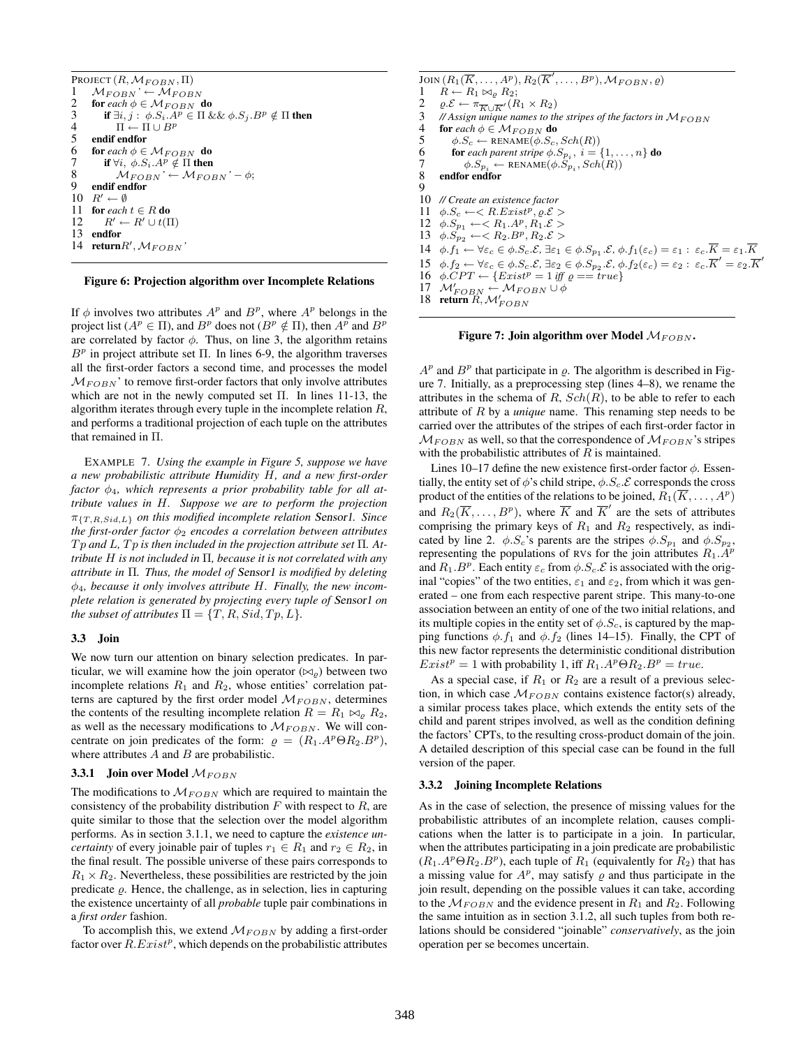```
PROJECT (R, M_FOBN, Π)
1   M_FOBN' ← M_FOBN
2   for each φ ∈ M_FOBN do
3       if ∃i, j : φ.S_i.A^p ∈ Π && φ.S_j.B^p ∉ Π then
4           Π ← Π ∪ B^p
5   endif endfor
6   for each φ ∈ M_FOBN do
7       if ∀i, φ.S_i.A^p ∉ Π then
8           M_FOBN' ← M_FOBN' − φ;
9   endif endfor
10  R' ← ∅
11  for each t ∈ R do
12      R' ← R' ∪ t(Π)
13  endfor
14  return R', M_FOBN'
```

**Figure 6: Projection algorithm over Incomplete Relations**

If $\phi$ involves two attributes $A^p$ and $B^p$, where $A^p$ belongs in the project list ($A^p \in \Pi$), and $B^p$ does not ($B^p \notin \Pi$), then $A^p$ and $B^p$ are correlated by factor $\phi$. Thus, on line 3, the algorithm retains $B^p$ in project attribute set $\Pi$. In lines 6-9, the algorithm traverses all the first-order factors a second time, and processes the model $\mathcal{M}_{FOBN}$' to remove first-order factors that only involve attributes which are not in the newly computed set $\Pi$. In lines 11-13, the algorithm iterates through every tuple in the incomplete relation $R$, and performs a traditional projection of each tuple on the attributes that remained in $\Pi$.

EXAMPLE 7. *Using the example in Figure 5, suppose we have a new probabilistic attribute Humidity $H$, and a new first-order factor $\phi_4$, which represents a prior probability table for all attribute values in $H$. Suppose we are to perform the projection $\pi_{\{T,R,Sid,L\}}$ on this modified incomplete relation Sensor1. Since the first-order factor $\phi_2$ encodes a correlation between attributes $Tp$ and $L$, $Tp$ is then included in the projection attribute set $\Pi$. Attribute $H$ is not included in $\Pi$, because it is not correlated with any attribute in $\Pi$. Thus, the model of Sensor1 is modified by deleting $\phi_4$, because it only involves attribute $H$. Finally, the new incomplete relation is generated by projecting every tuple of Sensor1 on the subset of attributes $\Pi = \{T, R, Sid, Tp, L\}$.*

### 3.3 Join

We now turn our attention on binary selection predicates. In particular, we will examine how the join operator ($\bowtie_\varrho$) between two incomplete relations $R_1$ and $R_2$, whose entities' correlation patterns are captured by the first order model $\mathcal{M}_{FOBN}$, determines the contents of the resulting incomplete relation $R = R_1 \bowtie_\varrho R_2$, as well as the necessary modifications to $\mathcal{M}_{FOBN}$. We will concentrate on join predicates of the form: $\varrho = (R_1.A^p \Theta R_2.B^p)$, where attributes $A$ and $B$ are probabilistic.

#### 3.3.1 Join over Model $\mathcal{M}_{FOBN}$

The modifications to $\mathcal{M}_{FOBN}$ which are required to maintain the consistency of the probability distribution $F$ with respect to $R$, are quite similar to those that the selection over the model algorithm performs. As in section 3.1.1, we need to capture the *existence uncertainty* of every joinable pair of tuples $r_1 \in R_1$ and $r_2 \in R_2$, in the final result. The possible universe of these pairs corresponds to $R_1 \times R_2$. Nevertheless, these possibilities are restricted by the join predicate $\varrho$. Hence, the challenge, as in selection, lies in capturing the existence uncertainty of all *probable* tuple pair combinations in a *first order* fashion.

To accomplish this, we extend $\mathcal{M}_{FOBN}$ by adding a first-order factor over $R.Exist^p$, which depends on the probabilistic attributes

```
JOIN (R_1(K̄, ..., A^p), R_2(K̄', ..., B^p), M_FOBN, ϱ)
1   R ← R_1 ⋈_ϱ R_2;
2   ϱ.E ← π_{K̄∪K̄'}(R_1 × R_2)
3   // Assign unique names to the stripes of the factors in M_FOBN
4   for each φ ∈ M_FOBN do
5       φ.S_c ← RENAME(φ.S_c, Sch(R))
6       for each parent stripe φ.S_{p_i}, i = {1, ..., n} do
7           φ.S_{p_i} ← RENAME(φ.S_{p_i}, Sch(R))
8   endfor endfor
9
10  // Create an existence factor
11  φ.S_c ← < R.Exist^p, ϱ.E >
12  φ.S_{p_1} ← < R_1.A^p, R_1.E >
13  φ.S_{p_2} ← < R_2.B^p, R_2.E >
14  φ.f_1 ← ∀ε_c ∈ φ.S_c.E, ∃ε_1 ∈ φ.S_{p_1}.E, φ.f_1(ε_c) = ε_1 : ε_c.K̄ = ε_1.K̄
15  φ.f_2 ← ∀ε_c ∈ φ.S_c.E, ∃ε_2 ∈ φ.S_{p_2}.E, φ.f_2(ε_c) = ε_2 : ε_c.K̄' = ε_2.K̄'
16  φ.CPT ← {Exist^p = 1 iff ϱ == true}
17  M'_FOBN ← M_FOBN ∪ φ
18  return R, M'_FOBN
```

**Figure 7: Join algorithm over Model $\mathcal{M}_{FOBN}$.**

$A^p$ and $B^p$ that participate in $\varrho$. The algorithm is described in Figure 7. Initially, as a preprocessing step (lines 4–8), we rename the attributes in the schema of $R$, $Sch(R)$, to be able to refer to each attribute of $R$ by a *unique* name. This renaming step needs to be carried over the attributes of the stripes of each first-order factor in $\mathcal{M}_{FOBN}$ as well, so that the correspondence of $\mathcal{M}_{FOBN}$'s stripes with the probabilistic attributes of $R$ is maintained.

Lines 10–17 define the new existence first-order factor $\phi$. Essentially, the entity set of $\phi$'s child stripe, $\phi.S_c.\mathcal{E}$ corresponds the cross product of the entities of the relations to be joined, $R_1(\overline{K}, \ldots, A^p)$ and $R_2(\overline{K}, \ldots, B^p)$, where $\overline{K}$ and $\overline{K}'$ are the sets of attributes comprising the primary keys of $R_1$ and $R_2$ respectively, as indicated by line 2. $\phi.S_c$'s parents are the stripes $\phi.S_{p_1}$ and $\phi.S_{p_2}$, representing the populations of RVs for the join attributes $R_1.A^p$ and $R_1.B^p$. Each entity $\varepsilon_c$ from $\phi.S_c.\mathcal{E}$ is associated with the original "copies" of the two entities, $\varepsilon_1$ and $\varepsilon_2$, from which it was generated – one from each respective parent stripe. This many-to-one association between an entity of one of the two initial relations, and its multiple copies in the entity set of $\phi.S_c$, is captured by the mapping functions $\phi.f_1$ and $\phi.f_2$ (lines 14–15). Finally, the CPT of this new factor represents the deterministic conditional distribution $Exist^p = 1$ with probability 1, iff $R_1.A^p \Theta R_2.B^p = true$.

As a special case, if $R_1$ or $R_2$ are a result of a previous selection, in which case $\mathcal{M}_{FOBN}$ contains existence factor(s) already, a similar process takes place, which extends the entity sets of the child and parent stripes involved, as well as the condition defining the factors' CPTs, to the resulting cross-product domain of the join. A detailed description of this special case can be found in the full version of the paper.

#### 3.3.2 Joining Incomplete Relations

As in the case of selection, the presence of missing values for the probabilistic attributes of an incomplete relation, causes complications when the latter is to participate in a join. In particular, when the attributes participating in a join predicate are probabilistic ($R_1.A^p \Theta R_2.B^p$), each tuple of $R_1$ (equivalently for $R_2$) that has a missing value for $A^p$, may satisfy $\varrho$ and thus participate in the join result, depending on the possible values it can take, according to the $\mathcal{M}_{FOBN}$ and the evidence present in $R_1$ and $R_2$. Following the same intuition as in section 3.1.2, all such tuples from both relations should be considered "joinable" *conservatively*, as the join operation per se becomes uncertain.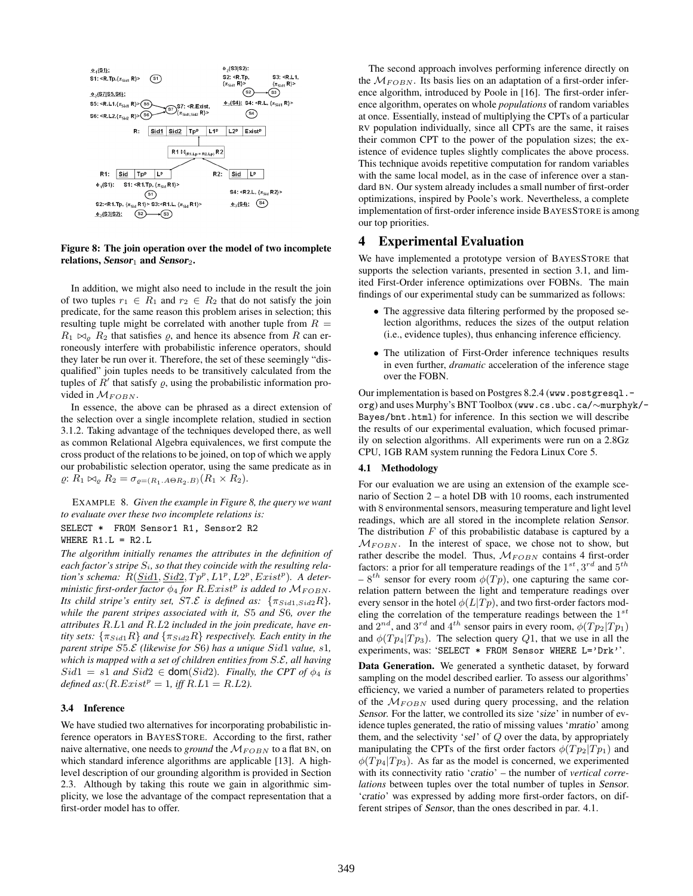**Figure 8: The join operation over the model of two incomplete relations, *Sensor*$_1$ and *Sensor*$_2$.**

In addition, we might also need to include in the result the join of two tuples $r_1 \in R_1$ and $r_2 \in R_2$ that do not satisfy the join predicate, for the same reason this problem arises in selection; this resulting tuple might be correlated with another tuple from $R = R_1 \bowtie_\varrho R_2$ that satisfies $\varrho$, and hence its absence from $R$ can erroneously interfere with probabilistic inference operators, should they later be run over it. Therefore, the set of these seemingly "disqualified" join tuples needs to be transitively calculated from the tuples of $R'$ that satisfy $\varrho$, using the probabilistic information provided in $\mathcal{M}_{FOBN}$.

In essence, the above can be phrased as a direct extension of the selection over a single incomplete relation, studied in section 3.1.2. Taking advantage of the techniques developed there, as well as common Relational Algebra equivalences, we first compute the cross product of the relations to be joined, on top of which we apply our probabilistic selection operator, using the same predicate as in $\varrho$: $R_1 \bowtie_\varrho R_2 = \sigma_{\varrho=(R_1.A\Theta R_2.B)}(R_1 \times R_2)$.

EXAMPLE 8. *Given the example in Figure 8, the query we want to evaluate over these two incomplete relations is:*

```
SELECT *  FROM Sensor1 R1, Sensor2 R2
WHERE R1.L = R2.L
```

*The algorithm initially renames the attributes in the definition of each factor's stripe $S_i$, so that they coincide with the resulting relation's schema: $R(\underline{Sid1}, \underline{Sid2}, Tp^p, L1^p, L2^p, Exist^p)$. A deterministic first-order factor $\phi_4$ for $R.Exist^p$ is added to $\mathcal{M}_{FOBN}$. Its child stripe's entity set, $S7.\mathcal{E}$ is defined as: $\{\pi_{Sid1,Sid2}R\}$, while the parent stripes associated with it, $S5$ and $S6$, over the attributes $R.L1$ and $R.L2$ included in the join predicate, have entity sets: $\{\pi_{Sid1}R\}$ and $\{\pi_{Sid2}R\}$ respectively. Each entity in the parent stripe $S5.\mathcal{E}$ (likewise for $S6$) has a unique $Sid1$ value, $s1$, which is mapped with a set of children entities from $S.\mathcal{E}$, all having $Sid1 = s1$ and $Sid2 \in \mathsf{dom}(Sid2)$. Finally, the CPT of $\phi_4$ is defined as:($R.Exist^p = 1$, iff $R.L1 = R.L2$).*

### 3.4 Inference

We have studied two alternatives for incorporating probabilistic inference operators in BAYESSTORE. According to the first, rather naive alternative, one needs to *ground* the $\mathcal{M}_{FOBN}$ to a flat BN, on which standard inference algorithms are applicable [13]. A high-level description of our grounding algorithm is provided in Section 2.3. Although by taking this route we gain in algorithmic simplicity, we lose the advantage of the compact representation that a first-order model has to offer.

The second approach involves performing inference directly on the $\mathcal{M}_{FOBN}$. Its basis lies on an adaptation of a first-order inference algorithm, introduced by Poole in [16]. The first-order inference algorithm, operates on whole *populations* of random variables at once. Essentially, instead of multiplying the CPTs of a particular RV population individually, since all CPTs are the same, it raises their common CPT to the power of the population sizes; the existence of evidence tuples slightly complicates the above process. This technique avoids repetitive computation for random variables with the same local model, as in the case of inference over a standard BN. Our system already includes a small number of first-order optimizations, inspired by Poole's work. Nevertheless, a complete implementation of first-order inference inside BAYESSTORE is among our top priorities.

## 4 Experimental Evaluation

We have implemented a prototype version of BAYESSTORE that supports the selection variants, presented in section 3.1, and limited First-Order inference optimizations over FOBNs. The main findings of our experimental study can be summarized as follows:

- The aggressive data filtering performed by the proposed selection algorithms, reduces the sizes of the output relation (i.e., evidence tuples), thus enhancing inference efficiency.
- The utilization of First-Order inference techniques results in even further, *dramatic* acceleration of the inference stage over the FOBN.

Our implementation is based on Postgres 8.2.4 (www.postgresql.org) and uses Murphy's BNT Toolbox (www.cs.ubc.ca/~murphyk/Bayes/bnt.html) for inference. In this section we will describe the results of our experimental evaluation, which focused primarily on selection algorithms. All experiments were run on a 2.8Gz CPU, 1GB RAM system running the Fedora Linux Core 5.

### 4.1 Methodology

For our evaluation we are using an extension of the example scenario of Section 2 – a hotel DB with 10 rooms, each instrumented with 8 environmental sensors, measuring temperature and light level readings, which are all stored in the incomplete relation *Sensor*. The distribution $F$ of this probabilistic database is captured by a $\mathcal{M}_{FOBN}$. In the interest of space, we chose not to show, but rather describe the model. Thus, $\mathcal{M}_{FOBN}$ contains 4 first-order factors: a prior for all temperature readings of the $1^{st}$, $3^{rd}$ and $5^{th}$ – $8^{th}$ sensor for every room $\phi(Tp)$, one capturing the same correlation pattern between the light and temperature readings over every sensor in the hotel $\phi(L|Tp)$, and two first-order factors modeling the correlation of the temperature readings between the $1^{st}$ and $2^{nd}$, and $3^{rd}$ and $4^{th}$ sensor pairs in every room, $\phi(Tp_2|Tp_1)$ and $\phi(Tp_4|Tp_3)$. The selection query $Q1$, that we use in all the experiments, was: 'SELECT * FROM Sensor WHERE L='Drk''.

**Data Generation.** We generated a synthetic dataset, by forward sampling on the model described earlier. To assess our algorithms' efficiency, we varied a number of parameters related to properties of the $\mathcal{M}_{FOBN}$ used during query processing, and the relation *Sensor*. For the latter, we controlled its size '*size*' in number of evidence tuples generated, the ratio of missing values '*mratio*' among them, and the selectivity '*sel*' of $Q$ over the data, by appropriately manipulating the CPTs of the first order factors $\phi(Tp_2|Tp_1)$ and $\phi(Tp_4|Tp_3)$. As far as the model is concerned, we experimented with its connectivity ratio '*cratio*' – the number of *vertical correlations* between tuples over the total number of tuples in *Sensor*. '*cratio*' was expressed by adding more first-order factors, on different stripes of *Sensor*, than the ones described in par. 4.1.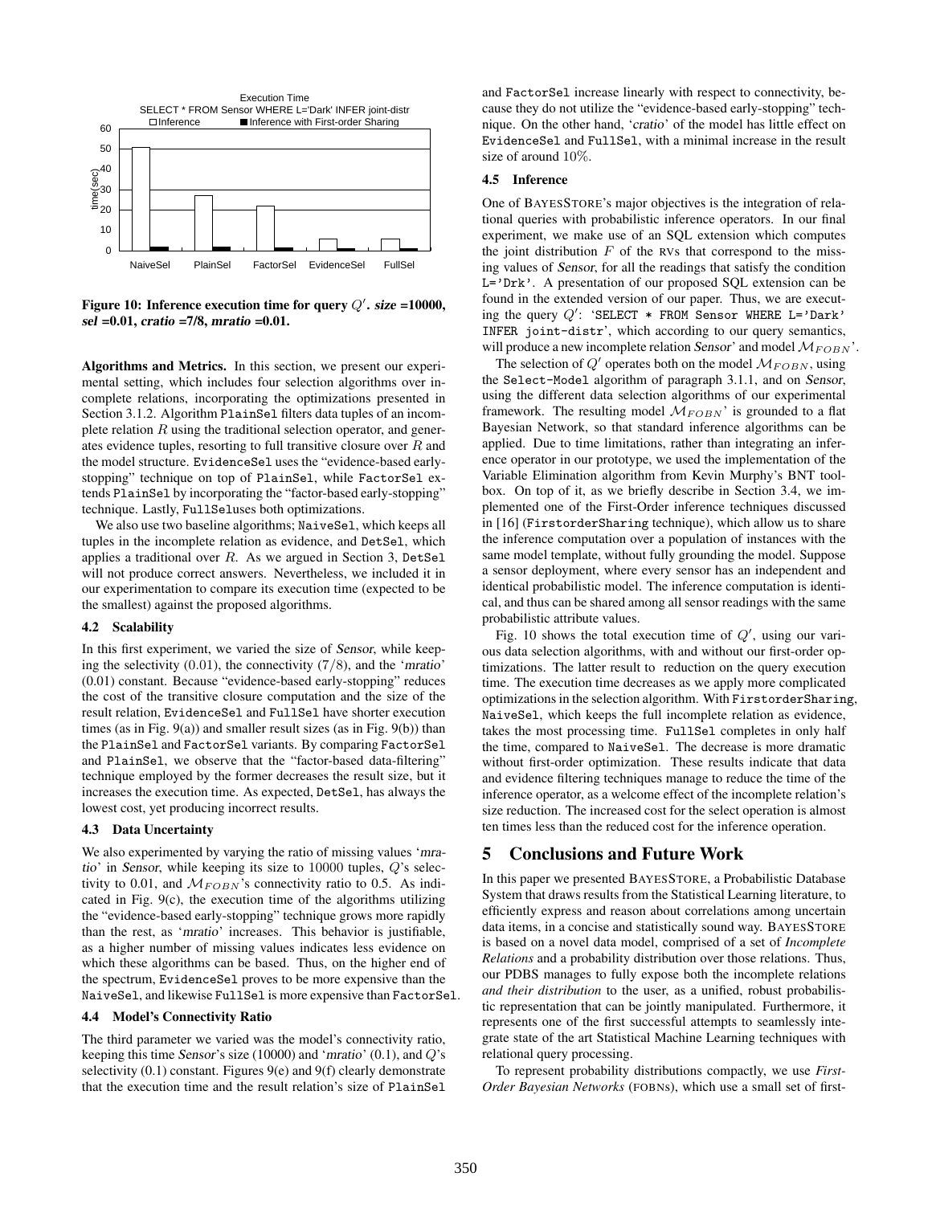Figure 10: Inference execution time for query $Q'$. *size* =10000, *sel* =0.01, *cratio* =7/8, *mratio* =0.01.

**Algorithms and Metrics.** In this section, we present our experimental setting, which includes four selection algorithms over incomplete relations, incorporating the optimizations presented in Section 3.1.2. Algorithm PlainSel filters data tuples of an incomplete relation $R$ using the traditional selection operator, and generates evidence tuples, resorting to full transitive closure over $R$ and the model structure. EvidenceSel uses the "evidence-based early-stopping" technique on top of PlainSel, while FactorSel extends PlainSel by incorporating the "factor-based early-stopping" technique. Lastly, FullSeluses both optimizations.

We also use two baseline algorithms; NaiveSel, which keeps all tuples in the incomplete relation as evidence, and DetSel, which applies a traditional over $R$. As we argued in Section 3, DetSel will not produce correct answers. Nevertheless, we included it in our experimentation to compare its execution time (expected to be the smallest) against the proposed algorithms.

### 4.2 Scalability

In this first experiment, we varied the size of *Sensor*, while keeping the selectivity (0.01), the connectivity ($7/8$), and the '*mratio*' (0.01) constant. Because "evidence-based early-stopping" reduces the cost of the transitive closure computation and the size of the result relation, EvidenceSel and FullSel have shorter execution times (as in Fig. 9(a)) and smaller result sizes (as in Fig. 9(b)) than the PlainSel and FactorSel variants. By comparing FactorSel and PlainSel, we observe that the "factor-based data-filtering" technique employed by the former decreases the result size, but it increases the execution time. As expected, DetSel, has always the lowest cost, yet producing incorrect results.

### 4.3 Data Uncertainty

We also experimented by varying the ratio of missing values '*mratio*' in *Sensor*, while keeping its size to 10000 tuples, $Q$'s selectivity to 0.01, and $\mathcal{M}_{FOBN}$'s connectivity ratio to 0.5. As indicated in Fig. 9(c), the execution time of the algorithms utilizing the "evidence-based early-stopping" technique grows more rapidly than the rest, as '*mratio*' increases. This behavior is justifiable, as a higher number of missing values indicates less evidence on which these algorithms can be based. Thus, on the higher end of the spectrum, EvidenceSel proves to be more expensive than the NaiveSel, and likewise FullSel is more expensive than FactorSel.

### 4.4 Model's Connectivity Ratio

The third parameter we varied was the model's connectivity ratio, keeping this time *Sensor*'s size (10000) and '*mratio*' (0.1), and $Q$'s selectivity (0.1) constant. Figures 9(e) and 9(f) clearly demonstrate that the execution time and the result relation's size of PlainSel and FactorSel increase linearly with respect to connectivity, because they do not utilize the "evidence-based early-stopping" technique. On the other hand, '*cratio*' of the model has little effect on EvidenceSel and FullSel, with a minimal increase in the result size of around $10\%$.

### 4.5 Inference

One of BAYESSTORE's major objectives is the integration of relational queries with probabilistic inference operators. In our final experiment, we make use of an SQL extension which computes the joint distribution $F$ of the RVs that correspond to the missing values of *Sensor*, for all the readings that satisfy the condition L='Drk'. A presentation of our proposed SQL extension can be found in the extended version of our paper. Thus, we are executing the query $Q'$: 'SELECT * FROM Sensor WHERE L='Dark' INFER joint-distr', which according to our query semantics, will produce a new incomplete relation *Sensor*' and model $\mathcal{M}_{FOBN}$'.

The selection of $Q'$ operates both on the model $\mathcal{M}_{FOBN}$, using the Select-Model algorithm of paragraph 3.1.1, and on *Sensor*, using the different data selection algorithms of our experimental framework. The resulting model $\mathcal{M}_{FOBN}$' is grounded to a flat Bayesian Network, so that standard inference algorithms can be applied. Due to time limitations, rather than integrating an inference operator in our prototype, we used the implementation of the Variable Elimination algorithm from Kevin Murphy's BNT toolbox. On top of it, as we briefly describe in Section 3.4, we implemented one of the First-Order inference techniques discussed in [16] (FirstorderSharing technique), which allow us to share the inference computation over a population of instances with the same model template, without fully grounding the model. Suppose a sensor deployment, where every sensor has an independent and identical probabilistic model. The inference computation is identical, and thus can be shared among all sensor readings with the same probabilistic attribute values.

Fig. 10 shows the total execution time of $Q'$, using our various data selection algorithms, with and without our first-order optimizations. The latter result to reduction on the query execution time. The execution time decreases as we apply more complicated optimizations in the selection algorithm. With FirstorderSharing, NaiveSel, which keeps the full incomplete relation as evidence, takes the most processing time. FullSel completes in only half the time, compared to NaiveSel. The decrease is more dramatic without first-order optimization. These results indicate that data and evidence filtering techniques manage to reduce the time of the inference operator, as a welcome effect of the incomplete relation's size reduction. The increased cost for the select operation is almost ten times less than the reduced cost for the inference operation.

## 5 Conclusions and Future Work

In this paper we presented BAYESSTORE, a Probabilistic Database System that draws results from the Statistical Learning literature, to efficiently express and reason about correlations among uncertain data items, in a concise and statistically sound way. BAYESSTORE is based on a novel data model, comprised of a set of *Incomplete Relations* and a probability distribution over those relations. Thus, our PDBS manages to fully expose both the incomplete relations *and their distribution* to the user, as a unified, robust probabilistic representation that can be jointly manipulated. Furthermore, it represents one of the first successful attempts to seamlessly integrate state of the art Statistical Machine Learning techniques with relational query processing.

To represent probability distributions compactly, we use *First-Order Bayesian Networks* (FOBNs), which use a small set of first-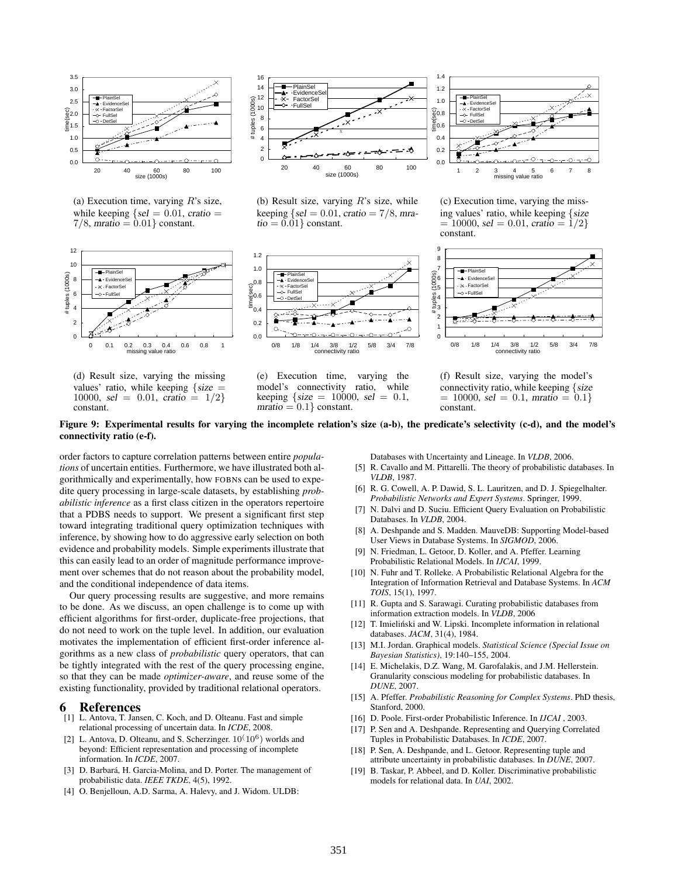3.5
3.0
2.5
2.0
1.5
1.0
0.5
0.0
time(sec)
20 40 60 80 100
size (1000s)
PlainSel
EvidenceSel
FactorSel
FullSel
DetSel

(a) Execution time, varying $R$'s size, while keeping $\{sel = 0.01, cratio = 7/8, mratio = 0.01\}$ constant.

16
14
12
10
8
6
4
2
0
# tuples (1000s)
20 40 60 80 100
size (1000s)
PlainSel
EvidenceSel
FactorSel
FullSel

(b) Result size, varying $R$'s size, while keeping $\{sel = 0.01, cratio = 7/8, mratio = 0.01\}$ constant.

1.4
1.2
1.0
0.8
0.6
0.4
0.2
0.0
time(sec)
1 2 3 4 5 6 7 8
missing value ratio
PlainSel
EvidenceSel
FactorSel
FullSel
DetSel

(c) Execution time, varying the missing values' ratio, while keeping $\{size = 10000, sel = 0.01, cratio = 1/2\}$ constant.

12
10
8
6
4
2
0
# tuples (1000s)
0 0.1 0.2 0.3 0.4 0.6 0.8 1
missing value ratio
PlainSel
EvidenceSel
FactorSel
FullSel

(d) Result size, varying the missing values' ratio, while keeping $\{size = 10000, sel = 0.01, cratio = 1/2\}$ constant.

1.2
1.0
0.8
0.6
0.4
0.2
0.0
time(sec)
0/8 1/8 1/4 3/8 1/2 5/8 3/4 7/8
connectivity ratio
PlainSel
EvidenceSel
FactorSel
FullSel
DetSel

(e) Execution time, varying the model's connectivity ratio, while keeping $\{size = 10000, sel = 0.1, mratio = 0.1\}$ constant.

9
8
7
6
5
4
3
2
1
0
# tuples (1000s)
0/8 1/8 1/4 3/8 1/2 5/8 3/4 7/8
connectivity ratio
PlainSel
EvidenceSel
FactorSel
FullSel

(f) Result size, varying the model's connectivity ratio, while keeping $\{size = 10000, sel = 0.1, mratio = 0.1\}$ constant.

**Figure 9: Experimental results for varying the incomplete relation's size (a-b), the predicate's selectivity (c-d), and the model's connectivity ratio (e-f).**

order factors to capture correlation patterns between entire *populations* of uncertain entities. Furthermore, we have illustrated both algorithmically and experimentally, how FOBNs can be used to expedite query processing in large-scale datasets, by establishing *probabilistic inference* as a first class citizen in the operators repertoire that a PDBS needs to support. We present a significant first step toward integrating traditional query optimization techniques with inference, by showing how to do aggressive early selection on both evidence and probability models. Simple experiments illustrate that this can easily lead to an order of magnitude performance improvement over schemes that do not reason about the probability model, and the conditional independence of data items.

Our query processing results are suggestive, and more remains to be done. As we discuss, an open challenge is to come up with efficient algorithms for first-order, duplicate-free projections, that do not need to work on the tuple level. In addition, our evaluation motivates the implementation of efficient first-order inference algorithms as a new class of *probabilistic* query operators, that can be tightly integrated with the rest of the query processing engine, so that they can be made *optimizer-aware*, and reuse some of the existing functionality, provided by traditional relational operators.

# 6 References

[1] L. Antova, T. Jansen, C. Koch, and D. Olteanu. Fast and simple relational processing of uncertain data. In *ICDE*, 2008.

[2] L. Antova, D. Olteanu, and S. Scherzinger. $10^{(10^6)}$ worlds and beyond: Efficient representation and processing of incomplete information. In *ICDE*, 2007.

[3] D. Barbará, H. Garcia-Molina, and D. Porter. The management of probabilistic data. *IEEE TKDE*, 4(5), 1992.

[4] O. Benjelloun, A.D. Sarma, A. Halevy, and J. Widom. ULDB: Databases with Uncertainty and Lineage. In *VLDB*, 2006.

[5] R. Cavallo and M. Pittarelli. The theory of probabilistic databases. In *VLDB*, 1987.

[6] R. G. Cowell, A. P. Dawid, S. L. Lauritzen, and D. J. Spiegelhalter. *Probabilistic Networks and Expert Systems*. Springer, 1999.

[7] N. Dalvi and D. Suciu. Efficient Query Evaluation on Probabilistic Databases. In *VLDB*, 2004.

[8] A. Deshpande and S. Madden. MauveDB: Supporting Model-based User Views in Database Systems. In *SIGMOD*, 2006.

[9] N. Friedman, L. Getoor, D. Koller, and A. Pfeffer. Learning Probabilistic Relational Models. In *IJCAI*, 1999.

[10] N. Fuhr and T. Rolleke. A Probabilistic Relational Algebra for the Integration of Information Retrieval and Database Systems. In *ACM TOIS*, 15(1), 1997.

[11] R. Gupta and S. Sarawagi. Curating probabilistic databases from information extraction models. In *VLDB*, 2006

[12] T. Imieliński and W. Lipski. Incomplete information in relational databases. *JACM*, 31(4), 1984.

[13] M.I. Jordan. Graphical models. *Statistical Science (Special Issue on Bayesian Statistics)*, 19:140–155, 2004.

[14] E. Michelakis, D.Z. Wang, M. Garofalakis, and J.M. Hellerstein. Granularity conscious modeling for probabilistic databases. In *DUNE*, 2007.

[15] A. Pfeffer. *Probabilistic Reasoning for Complex Systems*. PhD thesis, Stanford, 2000.

[16] D. Poole. First-order Probabilistic Inference. In *IJCAI* , 2003.

[17] P. Sen and A. Deshpande. Representing and Querying Correlated Tuples in Probabilistic Databases. In *ICDE*, 2007.

[18] P. Sen, A. Deshpande, and L. Getoor. Representing tuple and attribute uncertainty in probabilistic databases. In *DUNE*, 2007.

[19] B. Taskar, P. Abbeel, and D. Koller. Discriminative probabilistic models for relational data. In *UAI*, 2002.